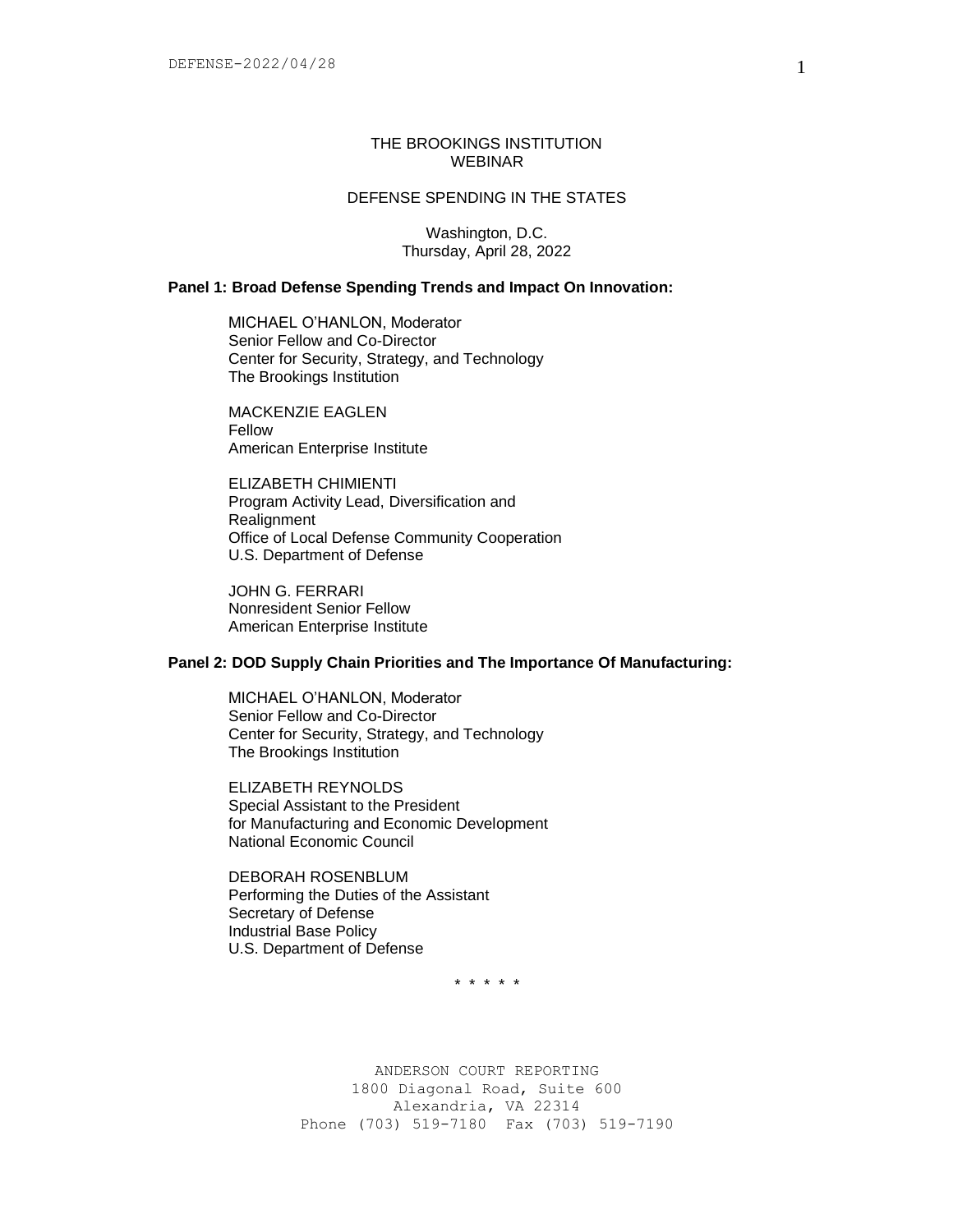# THE BROOKINGS INSTITUTION
# WEBINAR

## DEFENSE SPENDING IN THE STATES

Washington, D.C.
Thursday, April 28, 2022

**Panel 1: Broad Defense Spending Trends and Impact On Innovation:**

MICHAEL O'HANLON, Moderator
Senior Fellow and Co-Director
Center for Security, Strategy, and Technology
The Brookings Institution

MACKENZIE EAGLEN
Fellow
American Enterprise Institute

ELIZABETH CHIMIENTI
Program Activity Lead, Diversification and Realignment
Office of Local Defense Community Cooperation
U.S. Department of Defense

JOHN G. FERRARI
Nonresident Senior Fellow
American Enterprise Institute

**Panel 2: DOD Supply Chain Priorities and The Importance Of Manufacturing:**

MICHAEL O'HANLON, Moderator
Senior Fellow and Co-Director
Center for Security, Strategy, and Technology
The Brookings Institution

ELIZABETH REYNOLDS
Special Assistant to the President
for Manufacturing and Economic Development
National Economic Council

DEBORAH ROSENBLUM
Performing the Duties of the Assistant
Secretary of Defense
Industrial Base Policy
U.S. Department of Defense

\* \* \* \* \*

ANDERSON COURT REPORTING
1800 Diagonal Road, Suite 600
Alexandria, VA 22314
Phone (703) 519-7180 Fax (703) 519-7190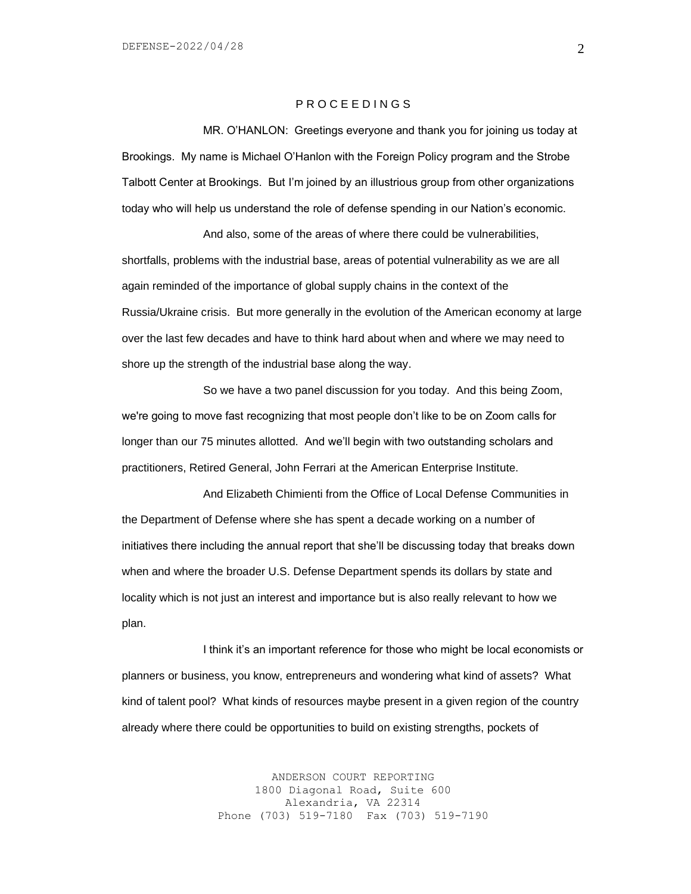P R O C E E D I N G S

MR. O'HANLON: Greetings everyone and thank you for joining us today at Brookings. My name is Michael O'Hanlon with the Foreign Policy program and the Strobe Talbott Center at Brookings. But I'm joined by an illustrious group from other organizations today who will help us understand the role of defense spending in our Nation's economic.

And also, some of the areas of where there could be vulnerabilities, shortfalls, problems with the industrial base, areas of potential vulnerability as we are all again reminded of the importance of global supply chains in the context of the Russia/Ukraine crisis. But more generally in the evolution of the American economy at large over the last few decades and have to think hard about when and where we may need to shore up the strength of the industrial base along the way.

So we have a two panel discussion for you today. And this being Zoom, we're going to move fast recognizing that most people don't like to be on Zoom calls for longer than our 75 minutes allotted. And we'll begin with two outstanding scholars and practitioners, Retired General, John Ferrari at the American Enterprise Institute.

And Elizabeth Chimienti from the Office of Local Defense Communities in the Department of Defense where she has spent a decade working on a number of initiatives there including the annual report that she'll be discussing today that breaks down when and where the broader U.S. Defense Department spends its dollars by state and locality which is not just an interest and importance but is also really relevant to how we plan.

I think it's an important reference for those who might be local economists or planners or business, you know, entrepreneurs and wondering what kind of assets? What kind of talent pool? What kinds of resources maybe present in a given region of the country already where there could be opportunities to build on existing strengths, pockets of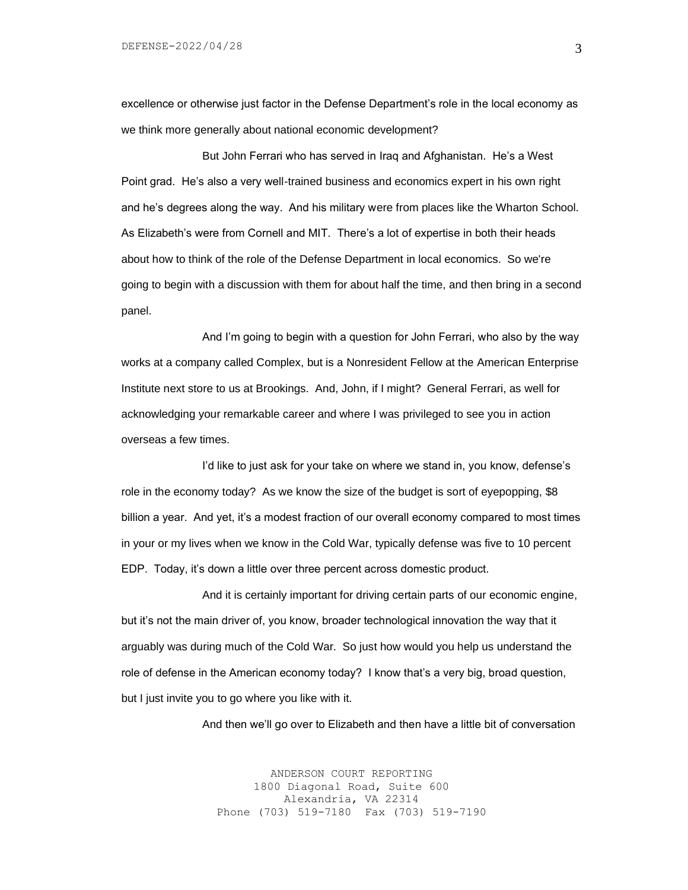excellence or otherwise just factor in the Defense Department's role in the local economy as we think more generally about national economic development?

But John Ferrari who has served in Iraq and Afghanistan. He's a West Point grad. He's also a very well-trained business and economics expert in his own right and he's degrees along the way. And his military were from places like the Wharton School. As Elizabeth's were from Cornell and MIT. There's a lot of expertise in both their heads about how to think of the role of the Defense Department in local economics. So we're going to begin with a discussion with them for about half the time, and then bring in a second panel.

And I'm going to begin with a question for John Ferrari, who also by the way works at a company called Complex, but is a Nonresident Fellow at the American Enterprise Institute next store to us at Brookings. And, John, if I might? General Ferrari, as well for acknowledging your remarkable career and where I was privileged to see you in action overseas a few times.

I'd like to just ask for your take on where we stand in, you know, defense's role in the economy today? As we know the size of the budget is sort of eyepopping, $8 billion a year. And yet, it's a modest fraction of our overall economy compared to most times in your or my lives when we know in the Cold War, typically defense was five to 10 percent EDP. Today, it's down a little over three percent across domestic product.

And it is certainly important for driving certain parts of our economic engine, but it's not the main driver of, you know, broader technological innovation the way that it arguably was during much of the Cold War. So just how would you help us understand the role of defense in the American economy today? I know that's a very big, broad question, but I just invite you to go where you like with it.

And then we'll go over to Elizabeth and then have a little bit of conversation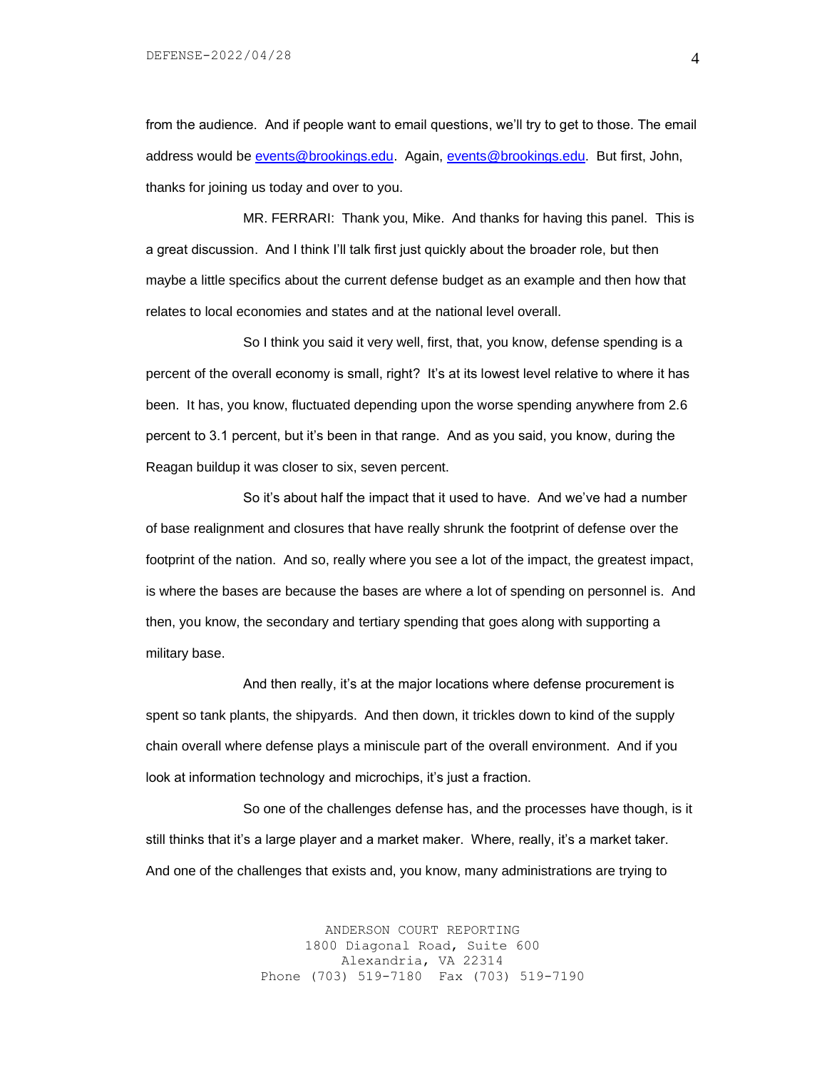from the audience. And if people want to email questions, we'll try to get to those. The email address would be events@brookings.edu. Again, events@brookings.edu. But first, John, thanks for joining us today and over to you.

MR. FERRARI: Thank you, Mike. And thanks for having this panel. This is a great discussion. And I think I'll talk first just quickly about the broader role, but then maybe a little specifics about the current defense budget as an example and then how that relates to local economies and states and at the national level overall.

So I think you said it very well, first, that, you know, defense spending is a percent of the overall economy is small, right? It's at its lowest level relative to where it has been. It has, you know, fluctuated depending upon the worse spending anywhere from 2.6 percent to 3.1 percent, but it's been in that range. And as you said, you know, during the Reagan buildup it was closer to six, seven percent.

So it's about half the impact that it used to have. And we've had a number of base realignment and closures that have really shrunk the footprint of defense over the footprint of the nation. And so, really where you see a lot of the impact, the greatest impact, is where the bases are because the bases are where a lot of spending on personnel is. And then, you know, the secondary and tertiary spending that goes along with supporting a military base.

And then really, it's at the major locations where defense procurement is spent so tank plants, the shipyards. And then down, it trickles down to kind of the supply chain overall where defense plays a miniscule part of the overall environment. And if you look at information technology and microchips, it's just a fraction.

So one of the challenges defense has, and the processes have though, is it still thinks that it's a large player and a market maker. Where, really, it's a market taker. And one of the challenges that exists and, you know, many administrations are trying to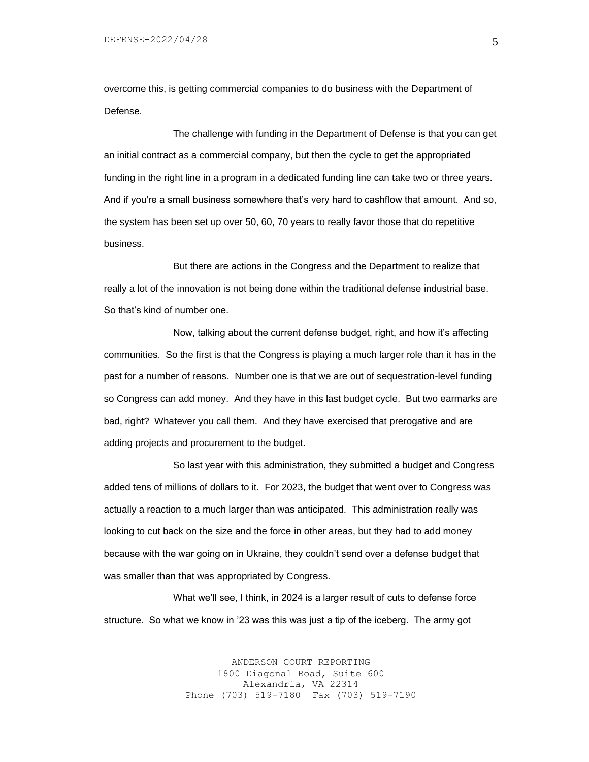overcome this, is getting commercial companies to do business with the Department of Defense.

The challenge with funding in the Department of Defense is that you can get an initial contract as a commercial company, but then the cycle to get the appropriated funding in the right line in a program in a dedicated funding line can take two or three years. And if you're a small business somewhere that's very hard to cashflow that amount. And so, the system has been set up over 50, 60, 70 years to really favor those that do repetitive business.

But there are actions in the Congress and the Department to realize that really a lot of the innovation is not being done within the traditional defense industrial base. So that's kind of number one.

Now, talking about the current defense budget, right, and how it's affecting communities. So the first is that the Congress is playing a much larger role than it has in the past for a number of reasons. Number one is that we are out of sequestration-level funding so Congress can add money. And they have in this last budget cycle. But two earmarks are bad, right? Whatever you call them. And they have exercised that prerogative and are adding projects and procurement to the budget.

So last year with this administration, they submitted a budget and Congress added tens of millions of dollars to it. For 2023, the budget that went over to Congress was actually a reaction to a much larger than was anticipated. This administration really was looking to cut back on the size and the force in other areas, but they had to add money because with the war going on in Ukraine, they couldn't send over a defense budget that was smaller than that was appropriated by Congress.

What we'll see, I think, in 2024 is a larger result of cuts to defense force structure. So what we know in '23 was this was just a tip of the iceberg. The army got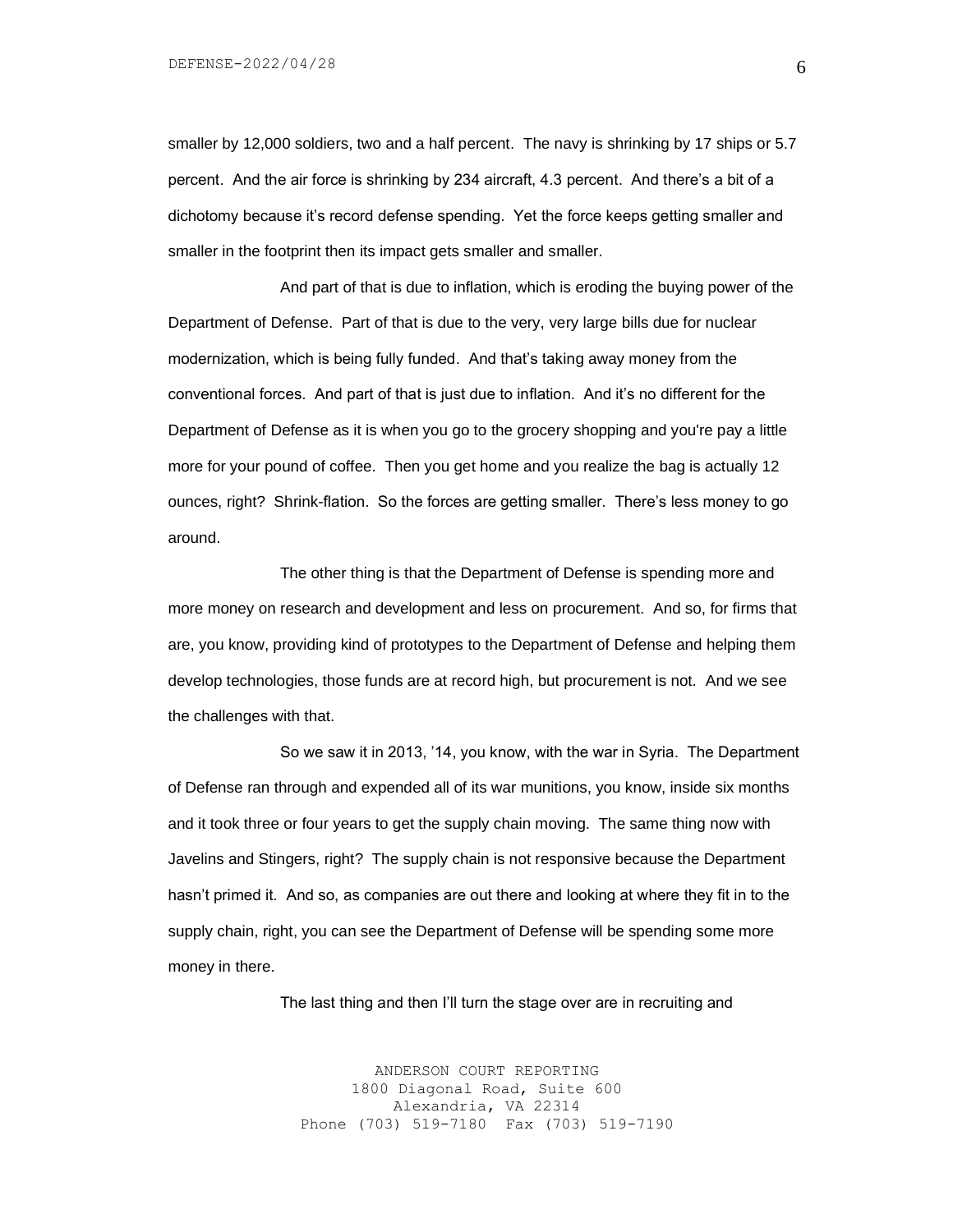smaller by 12,000 soldiers, two and a half percent. The navy is shrinking by 17 ships or 5.7 percent. And the air force is shrinking by 234 aircraft, 4.3 percent. And there's a bit of a dichotomy because it's record defense spending. Yet the force keeps getting smaller and smaller in the footprint then its impact gets smaller and smaller.

And part of that is due to inflation, which is eroding the buying power of the Department of Defense. Part of that is due to the very, very large bills due for nuclear modernization, which is being fully funded. And that's taking away money from the conventional forces. And part of that is just due to inflation. And it's no different for the Department of Defense as it is when you go to the grocery shopping and you're pay a little more for your pound of coffee. Then you get home and you realize the bag is actually 12 ounces, right? Shrink-flation. So the forces are getting smaller. There's less money to go around.

The other thing is that the Department of Defense is spending more and more money on research and development and less on procurement. And so, for firms that are, you know, providing kind of prototypes to the Department of Defense and helping them develop technologies, those funds are at record high, but procurement is not. And we see the challenges with that.

So we saw it in 2013, '14, you know, with the war in Syria. The Department of Defense ran through and expended all of its war munitions, you know, inside six months and it took three or four years to get the supply chain moving. The same thing now with Javelins and Stingers, right? The supply chain is not responsive because the Department hasn't primed it. And so, as companies are out there and looking at where they fit in to the supply chain, right, you can see the Department of Defense will be spending some more money in there.

The last thing and then I'll turn the stage over are in recruiting and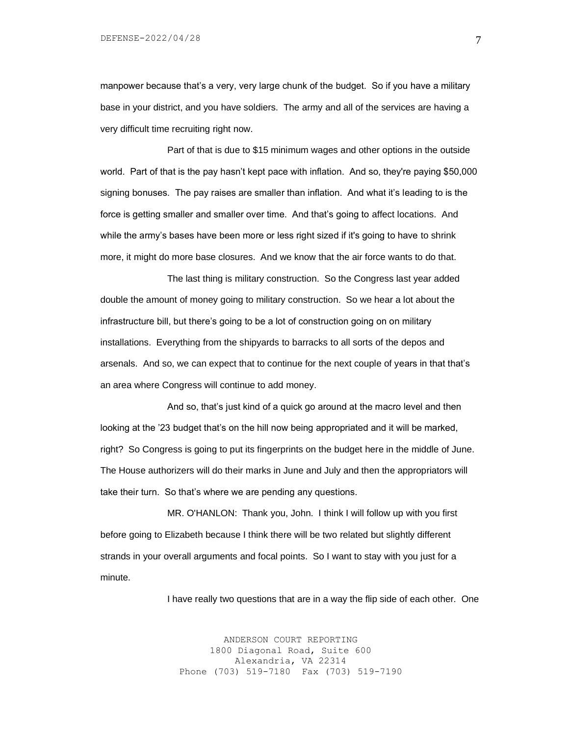manpower because that's a very, very large chunk of the budget. So if you have a military base in your district, and you have soldiers. The army and all of the services are having a very difficult time recruiting right now.

Part of that is due to $15 minimum wages and other options in the outside world. Part of that is the pay hasn't kept pace with inflation. And so, they're paying $50,000 signing bonuses. The pay raises are smaller than inflation. And what it's leading to is the force is getting smaller and smaller over time. And that's going to affect locations. And while the army's bases have been more or less right sized if it's going to have to shrink more, it might do more base closures. And we know that the air force wants to do that.

The last thing is military construction. So the Congress last year added double the amount of money going to military construction. So we hear a lot about the infrastructure bill, but there's going to be a lot of construction going on on military installations. Everything from the shipyards to barracks to all sorts of the depos and arsenals. And so, we can expect that to continue for the next couple of years in that that's an area where Congress will continue to add money.

And so, that's just kind of a quick go around at the macro level and then looking at the '23 budget that's on the hill now being appropriated and it will be marked, right? So Congress is going to put its fingerprints on the budget here in the middle of June. The House authorizers will do their marks in June and July and then the appropriators will take their turn. So that's where we are pending any questions.

MR. O'HANLON: Thank you, John. I think I will follow up with you first before going to Elizabeth because I think there will be two related but slightly different strands in your overall arguments and focal points. So I want to stay with you just for a minute.

I have really two questions that are in a way the flip side of each other. One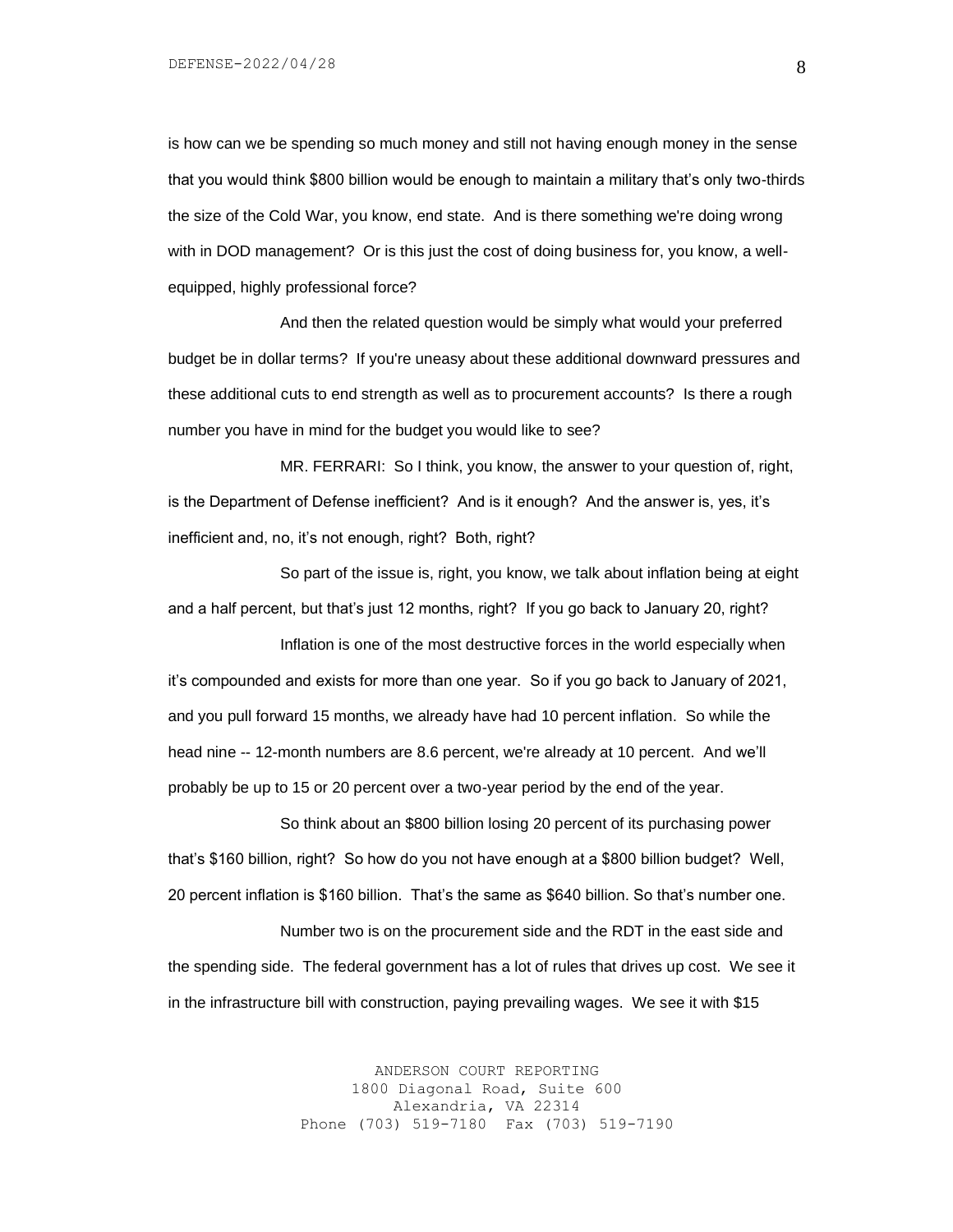is how can we be spending so much money and still not having enough money in the sense that you would think $800 billion would be enough to maintain a military that's only two-thirds the size of the Cold War, you know, end state. And is there something we're doing wrong with in DOD management? Or is this just the cost of doing business for, you know, a well-equipped, highly professional force?

And then the related question would be simply what would your preferred budget be in dollar terms? If you're uneasy about these additional downward pressures and these additional cuts to end strength as well as to procurement accounts? Is there a rough number you have in mind for the budget you would like to see?

MR. FERRARI: So I think, you know, the answer to your question of, right, is the Department of Defense inefficient? And is it enough? And the answer is, yes, it's inefficient and, no, it's not enough, right? Both, right?

So part of the issue is, right, you know, we talk about inflation being at eight and a half percent, but that's just 12 months, right? If you go back to January 20, right?

Inflation is one of the most destructive forces in the world especially when it's compounded and exists for more than one year. So if you go back to January of 2021, and you pull forward 15 months, we already have had 10 percent inflation. So while the head nine -- 12-month numbers are 8.6 percent, we're already at 10 percent. And we'll probably be up to 15 or 20 percent over a two-year period by the end of the year.

So think about an $800 billion losing 20 percent of its purchasing power that's $160 billion, right? So how do you not have enough at a $800 billion budget? Well, 20 percent inflation is $160 billion. That's the same as $640 billion. So that's number one.

Number two is on the procurement side and the RDT in the east side and the spending side. The federal government has a lot of rules that drives up cost. We see it in the infrastructure bill with construction, paying prevailing wages. We see it with $15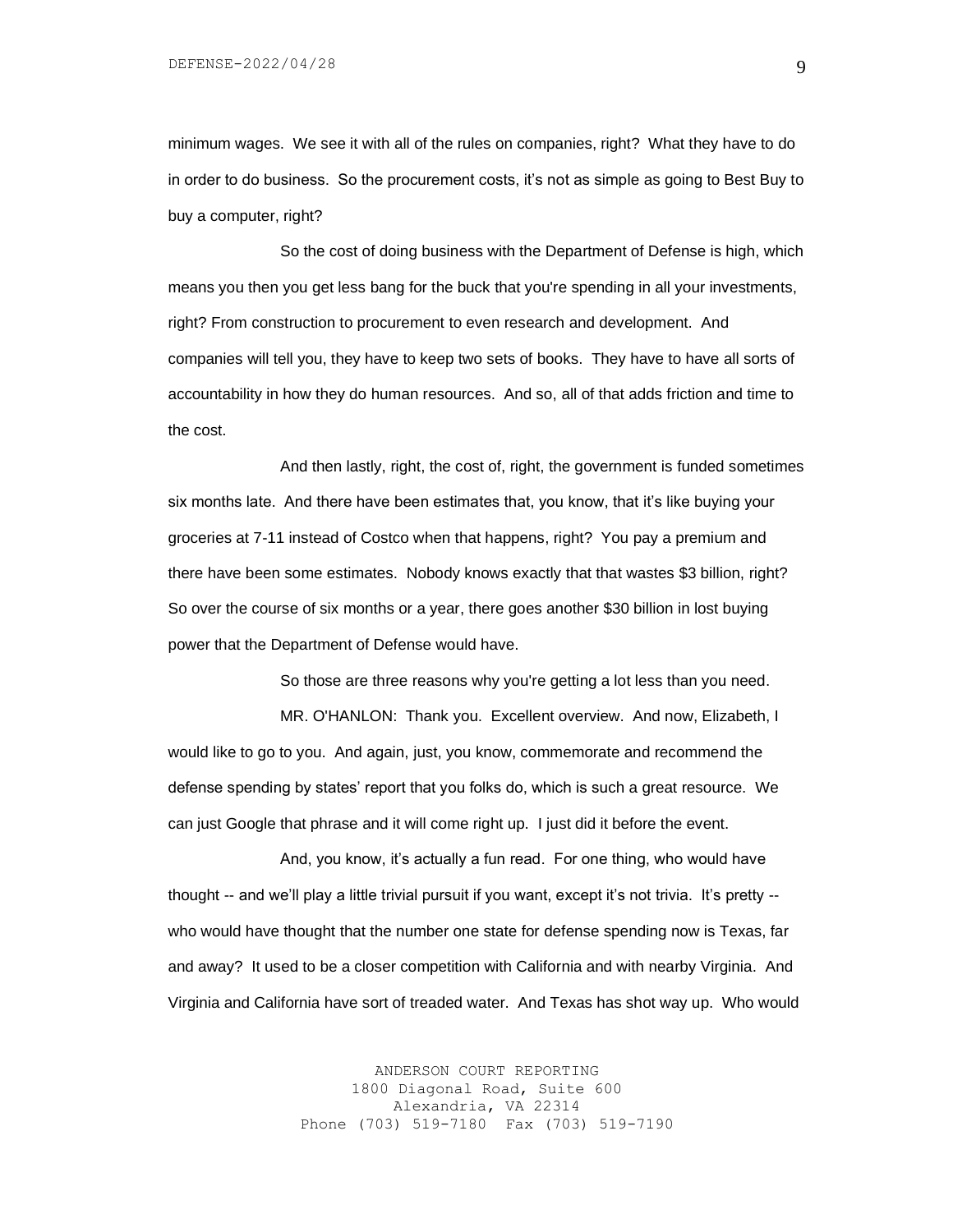minimum wages. We see it with all of the rules on companies, right? What they have to do in order to do business. So the procurement costs, it's not as simple as going to Best Buy to buy a computer, right?

So the cost of doing business with the Department of Defense is high, which means you then you get less bang for the buck that you're spending in all your investments, right? From construction to procurement to even research and development. And companies will tell you, they have to keep two sets of books. They have to have all sorts of accountability in how they do human resources. And so, all of that adds friction and time to the cost.

And then lastly, right, the cost of, right, the government is funded sometimes six months late. And there have been estimates that, you know, that it's like buying your groceries at 7-11 instead of Costco when that happens, right? You pay a premium and there have been some estimates. Nobody knows exactly that that wastes $3 billion, right? So over the course of six months or a year, there goes another $30 billion in lost buying power that the Department of Defense would have.

So those are three reasons why you're getting a lot less than you need.

MR. O'HANLON: Thank you. Excellent overview. And now, Elizabeth, I would like to go to you. And again, just, you know, commemorate and recommend the defense spending by states' report that you folks do, which is such a great resource. We can just Google that phrase and it will come right up. I just did it before the event.

And, you know, it's actually a fun read. For one thing, who would have thought -- and we'll play a little trivial pursuit if you want, except it's not trivia. It's pretty -- who would have thought that the number one state for defense spending now is Texas, far and away? It used to be a closer competition with California and with nearby Virginia. And Virginia and California have sort of treaded water. And Texas has shot way up. Who would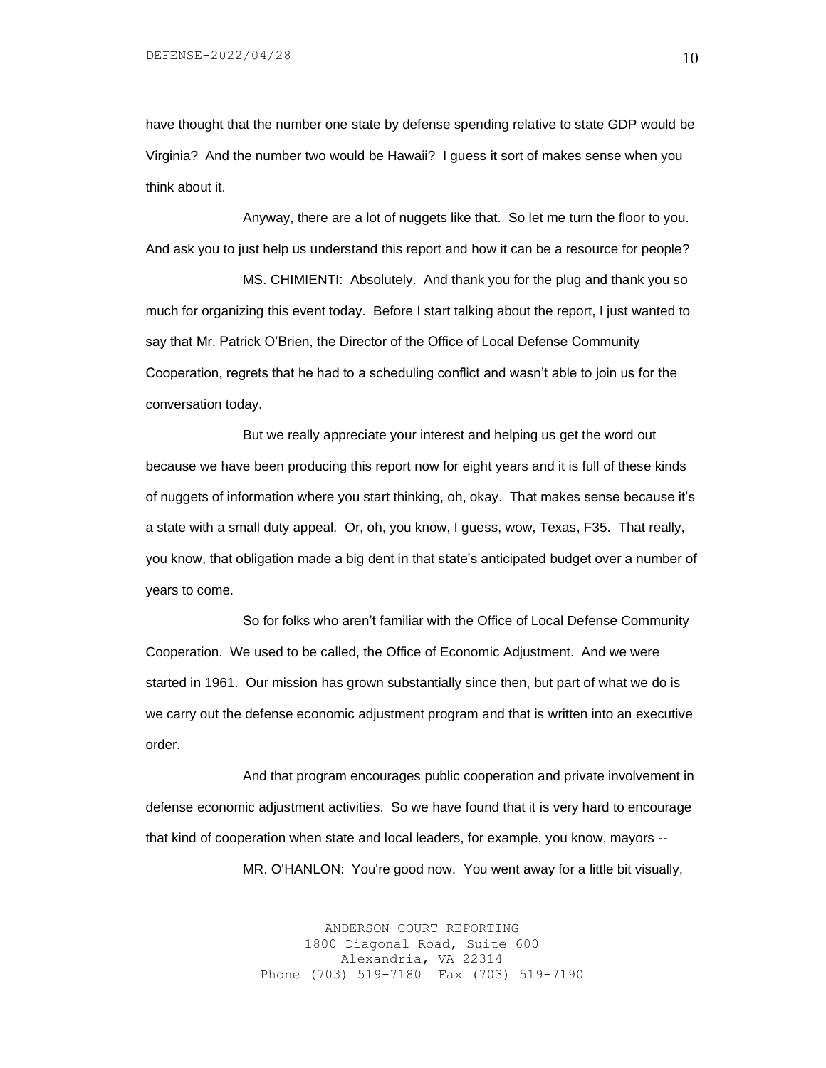have thought that the number one state by defense spending relative to state GDP would be Virginia? And the number two would be Hawaii? I guess it sort of makes sense when you think about it.

Anyway, there are a lot of nuggets like that. So let me turn the floor to you. And ask you to just help us understand this report and how it can be a resource for people?

MS. CHIMIENTI: Absolutely. And thank you for the plug and thank you so much for organizing this event today. Before I start talking about the report, I just wanted to say that Mr. Patrick O'Brien, the Director of the Office of Local Defense Community Cooperation, regrets that he had to a scheduling conflict and wasn't able to join us for the conversation today.

But we really appreciate your interest and helping us get the word out because we have been producing this report now for eight years and it is full of these kinds of nuggets of information where you start thinking, oh, okay. That makes sense because it's a state with a small duty appeal. Or, oh, you know, I guess, wow, Texas, F35. That really, you know, that obligation made a big dent in that state's anticipated budget over a number of years to come.

So for folks who aren't familiar with the Office of Local Defense Community Cooperation. We used to be called, the Office of Economic Adjustment. And we were started in 1961. Our mission has grown substantially since then, but part of what we do is we carry out the defense economic adjustment program and that is written into an executive order.

And that program encourages public cooperation and private involvement in defense economic adjustment activities. So we have found that it is very hard to encourage that kind of cooperation when state and local leaders, for example, you know, mayors --

MR. O'HANLON: You're good now. You went away for a little bit visually,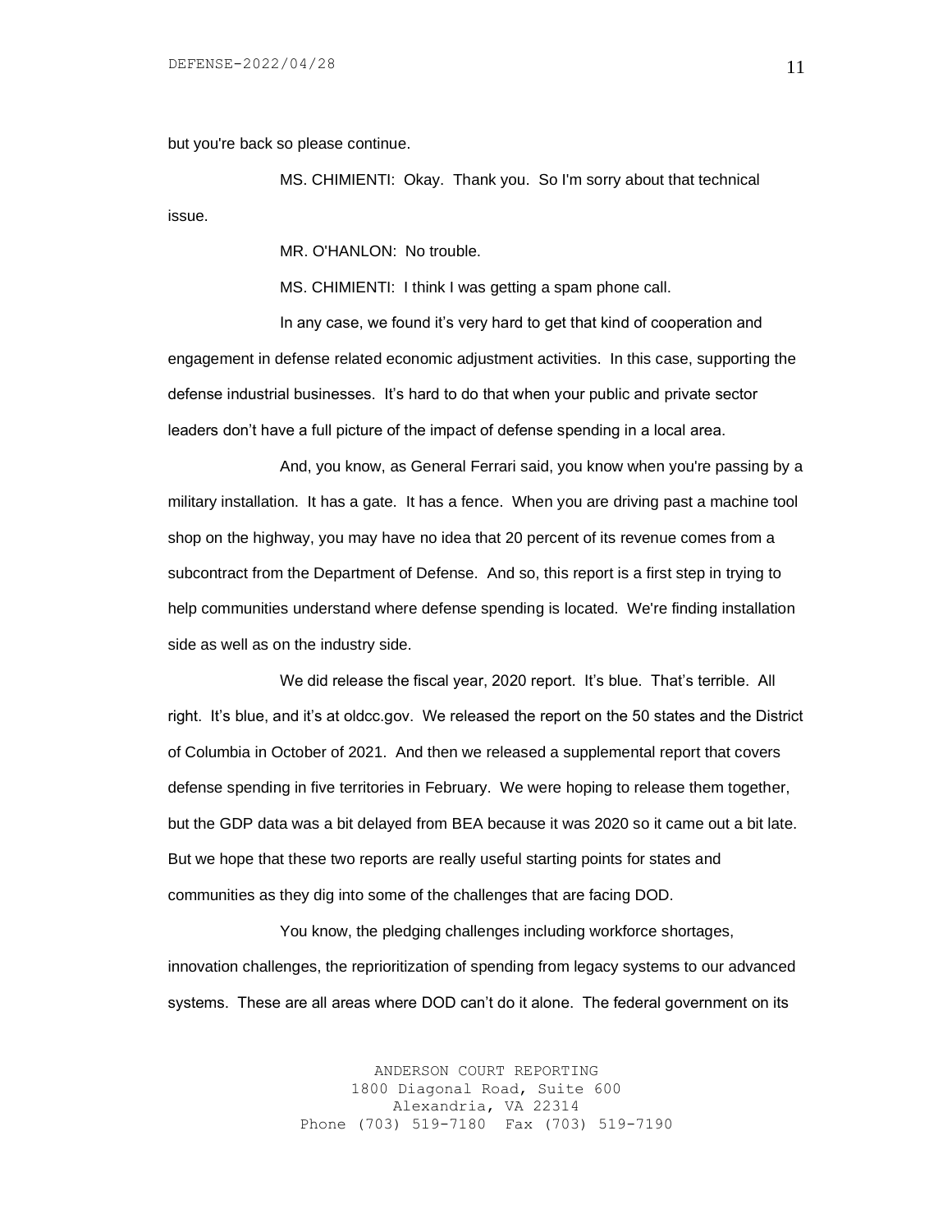but you're back so please continue.

MS. CHIMIENTI: Okay. Thank you. So I'm sorry about that technical issue.

MR. O'HANLON: No trouble.

MS. CHIMIENTI: I think I was getting a spam phone call.

In any case, we found it's very hard to get that kind of cooperation and engagement in defense related economic adjustment activities. In this case, supporting the defense industrial businesses. It's hard to do that when your public and private sector leaders don't have a full picture of the impact of defense spending in a local area.

And, you know, as General Ferrari said, you know when you're passing by a military installation. It has a gate. It has a fence. When you are driving past a machine tool shop on the highway, you may have no idea that 20 percent of its revenue comes from a subcontract from the Department of Defense. And so, this report is a first step in trying to help communities understand where defense spending is located. We're finding installation side as well as on the industry side.

We did release the fiscal year, 2020 report. It's blue. That's terrible. All right. It's blue, and it's at oldcc.gov. We released the report on the 50 states and the District of Columbia in October of 2021. And then we released a supplemental report that covers defense spending in five territories in February. We were hoping to release them together, but the GDP data was a bit delayed from BEA because it was 2020 so it came out a bit late. But we hope that these two reports are really useful starting points for states and communities as they dig into some of the challenges that are facing DOD.

You know, the pledging challenges including workforce shortages, innovation challenges, the reprioritization of spending from legacy systems to our advanced systems. These are all areas where DOD can't do it alone. The federal government on its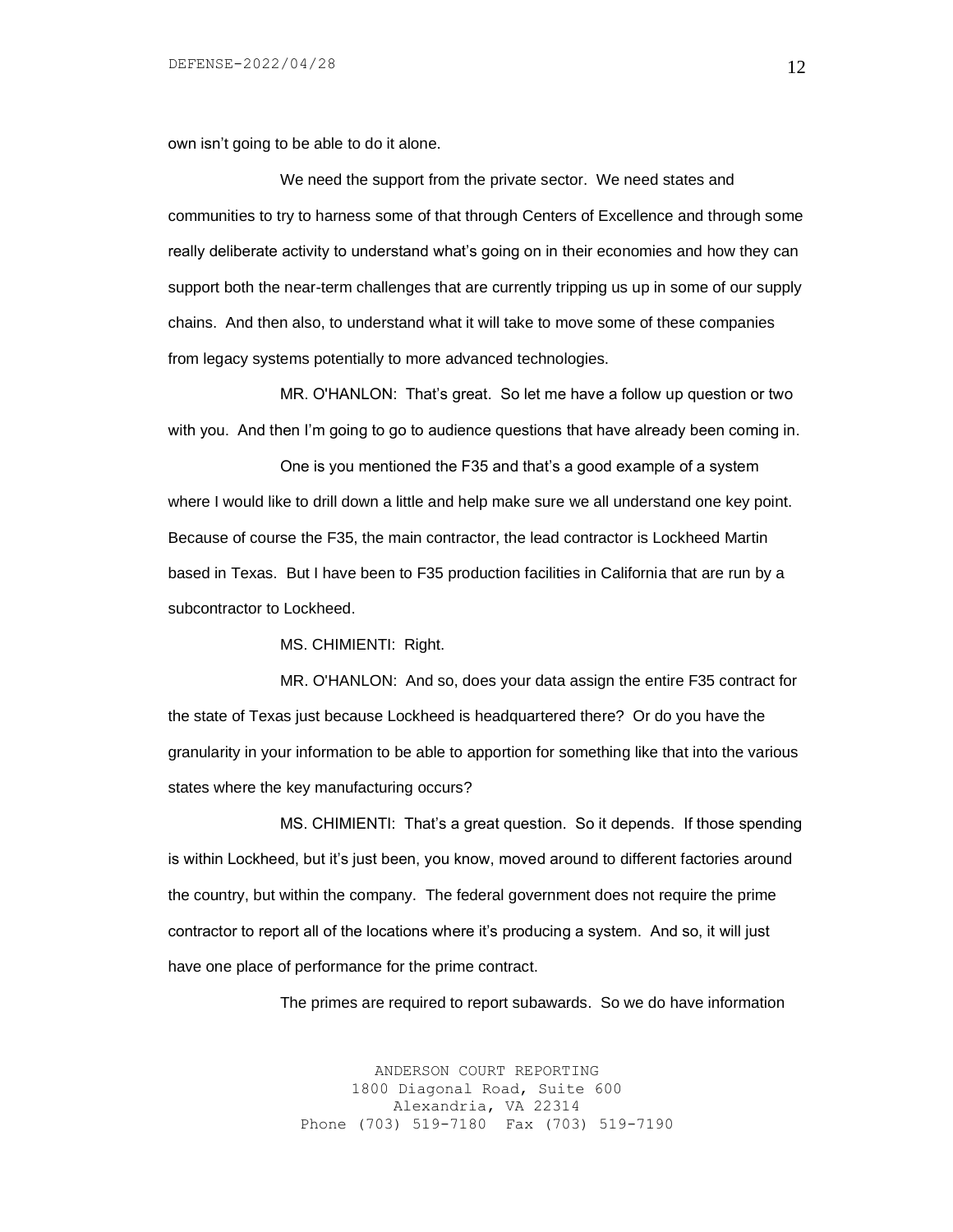own isn't going to be able to do it alone.

We need the support from the private sector. We need states and communities to try to harness some of that through Centers of Excellence and through some really deliberate activity to understand what's going on in their economies and how they can support both the near-term challenges that are currently tripping us up in some of our supply chains. And then also, to understand what it will take to move some of these companies from legacy systems potentially to more advanced technologies.

MR. O'HANLON: That's great. So let me have a follow up question or two with you. And then I'm going to go to audience questions that have already been coming in.

One is you mentioned the F35 and that's a good example of a system where I would like to drill down a little and help make sure we all understand one key point. Because of course the F35, the main contractor, the lead contractor is Lockheed Martin based in Texas. But I have been to F35 production facilities in California that are run by a subcontractor to Lockheed.

MS. CHIMIENTI: Right.

MR. O'HANLON: And so, does your data assign the entire F35 contract for the state of Texas just because Lockheed is headquartered there? Or do you have the granularity in your information to be able to apportion for something like that into the various states where the key manufacturing occurs?

MS. CHIMIENTI: That's a great question. So it depends. If those spending is within Lockheed, but it's just been, you know, moved around to different factories around the country, but within the company. The federal government does not require the prime contractor to report all of the locations where it's producing a system. And so, it will just have one place of performance for the prime contract.

The primes are required to report subawards. So we do have information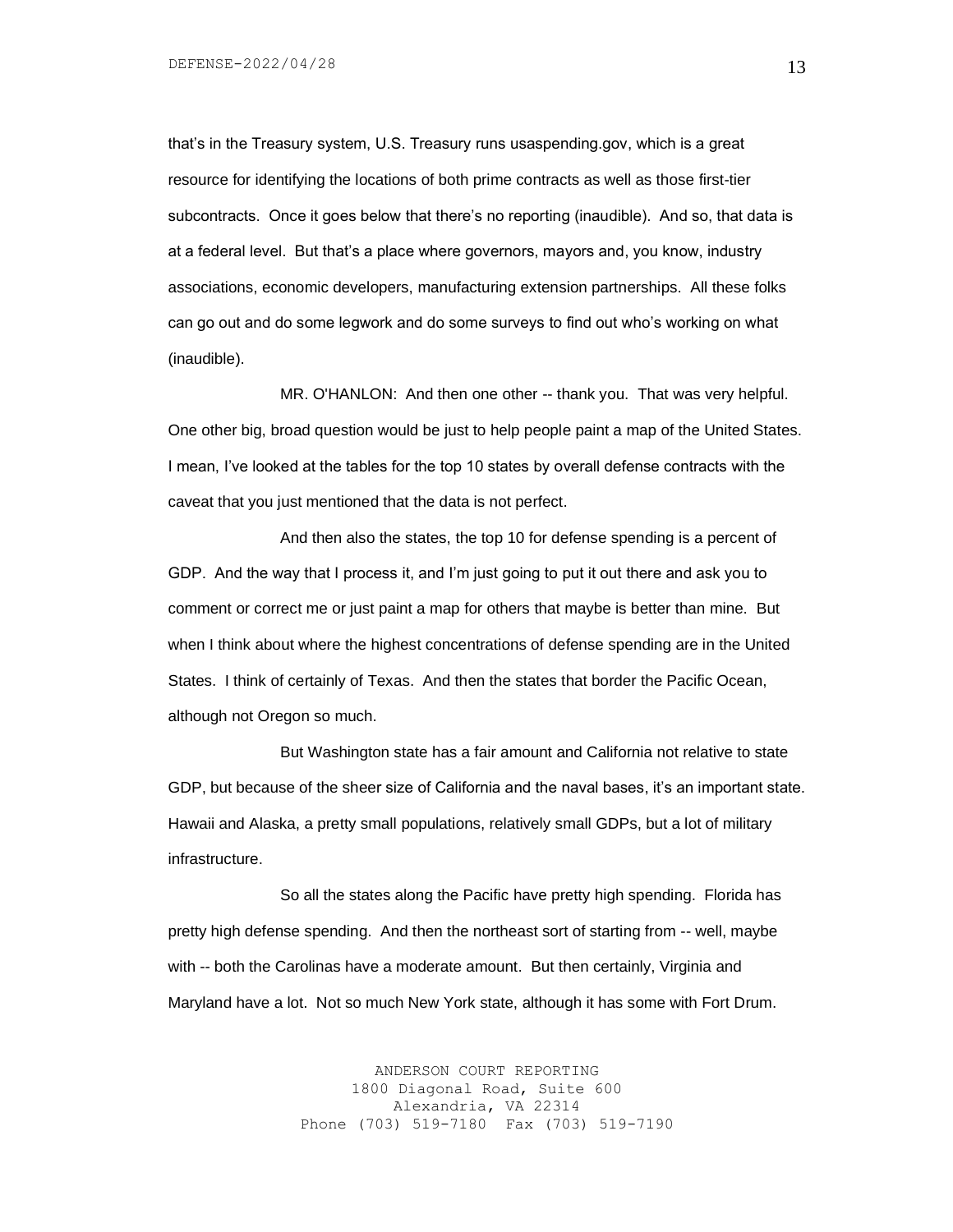that's in the Treasury system, U.S. Treasury runs usaspending.gov, which is a great resource for identifying the locations of both prime contracts as well as those first-tier subcontracts. Once it goes below that there's no reporting (inaudible). And so, that data is at a federal level. But that's a place where governors, mayors and, you know, industry associations, economic developers, manufacturing extension partnerships. All these folks can go out and do some legwork and do some surveys to find out who's working on what (inaudible).

MR. O'HANLON: And then one other -- thank you. That was very helpful. One other big, broad question would be just to help people paint a map of the United States. I mean, I've looked at the tables for the top 10 states by overall defense contracts with the caveat that you just mentioned that the data is not perfect.

And then also the states, the top 10 for defense spending is a percent of GDP. And the way that I process it, and I'm just going to put it out there and ask you to comment or correct me or just paint a map for others that maybe is better than mine. But when I think about where the highest concentrations of defense spending are in the United States. I think of certainly of Texas. And then the states that border the Pacific Ocean, although not Oregon so much.

But Washington state has a fair amount and California not relative to state GDP, but because of the sheer size of California and the naval bases, it's an important state. Hawaii and Alaska, a pretty small populations, relatively small GDPs, but a lot of military infrastructure.

So all the states along the Pacific have pretty high spending. Florida has pretty high defense spending. And then the northeast sort of starting from -- well, maybe with -- both the Carolinas have a moderate amount. But then certainly, Virginia and Maryland have a lot. Not so much New York state, although it has some with Fort Drum.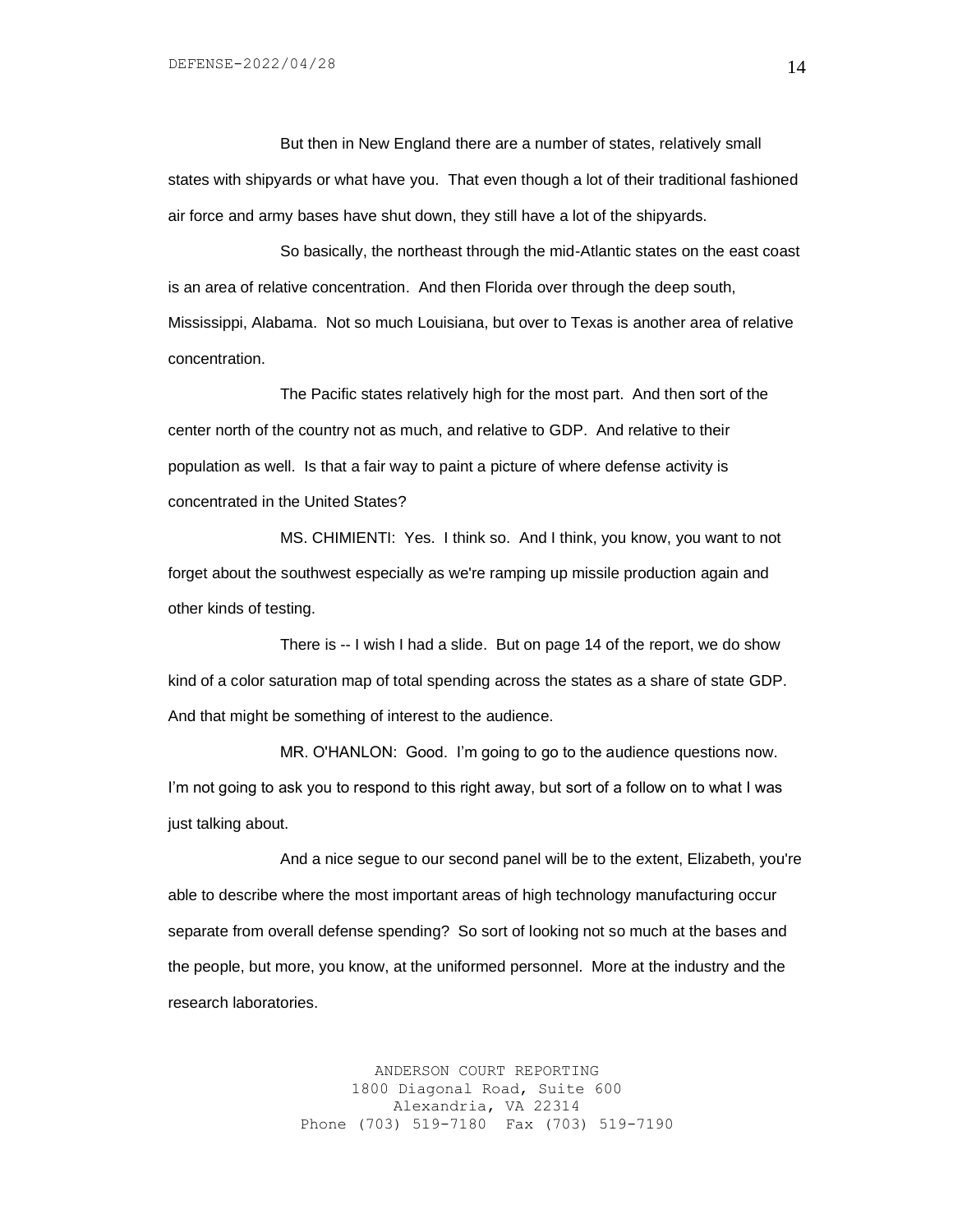But then in New England there are a number of states, relatively small states with shipyards or what have you. That even though a lot of their traditional fashioned air force and army bases have shut down, they still have a lot of the shipyards.

So basically, the northeast through the mid-Atlantic states on the east coast is an area of relative concentration. And then Florida over through the deep south, Mississippi, Alabama. Not so much Louisiana, but over to Texas is another area of relative concentration.

The Pacific states relatively high for the most part. And then sort of the center north of the country not as much, and relative to GDP. And relative to their population as well. Is that a fair way to paint a picture of where defense activity is concentrated in the United States?

MS. CHIMIENTI: Yes. I think so. And I think, you know, you want to not forget about the southwest especially as we're ramping up missile production again and other kinds of testing.

There is -- I wish I had a slide. But on page 14 of the report, we do show kind of a color saturation map of total spending across the states as a share of state GDP. And that might be something of interest to the audience.

MR. O'HANLON: Good. I'm going to go to the audience questions now. I'm not going to ask you to respond to this right away, but sort of a follow on to what I was just talking about.

And a nice segue to our second panel will be to the extent, Elizabeth, you're able to describe where the most important areas of high technology manufacturing occur separate from overall defense spending? So sort of looking not so much at the bases and the people, but more, you know, at the uniformed personnel. More at the industry and the research laboratories.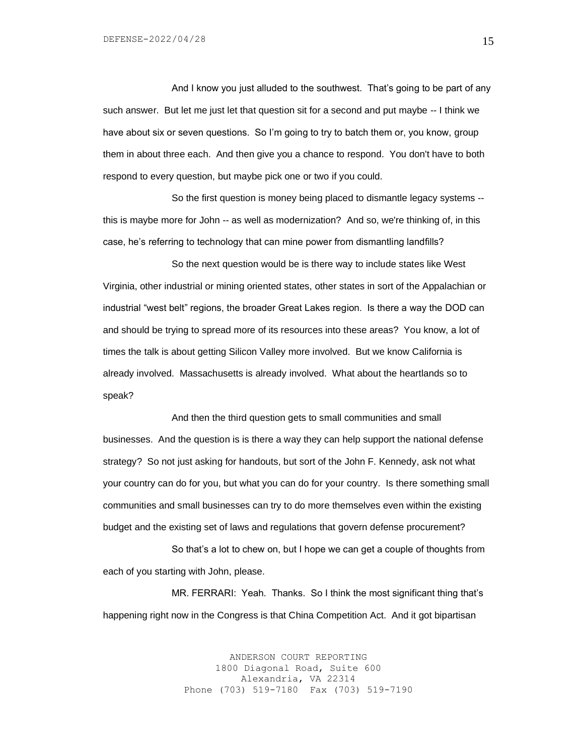And I know you just alluded to the southwest. That's going to be part of any such answer. But let me just let that question sit for a second and put maybe -- I think we have about six or seven questions. So I'm going to try to batch them or, you know, group them in about three each. And then give you a chance to respond. You don't have to both respond to every question, but maybe pick one or two if you could.

So the first question is money being placed to dismantle legacy systems -- this is maybe more for John -- as well as modernization? And so, we're thinking of, in this case, he's referring to technology that can mine power from dismantling landfills?

So the next question would be is there way to include states like West Virginia, other industrial or mining oriented states, other states in sort of the Appalachian or industrial "west belt" regions, the broader Great Lakes region. Is there a way the DOD can and should be trying to spread more of its resources into these areas? You know, a lot of times the talk is about getting Silicon Valley more involved. But we know California is already involved. Massachusetts is already involved. What about the heartlands so to speak?

And then the third question gets to small communities and small businesses. And the question is is there a way they can help support the national defense strategy? So not just asking for handouts, but sort of the John F. Kennedy, ask not what your country can do for you, but what you can do for your country. Is there something small communities and small businesses can try to do more themselves even within the existing budget and the existing set of laws and regulations that govern defense procurement?

So that's a lot to chew on, but I hope we can get a couple of thoughts from each of you starting with John, please.

MR. FERRARI: Yeah. Thanks. So I think the most significant thing that's happening right now in the Congress is that China Competition Act. And it got bipartisan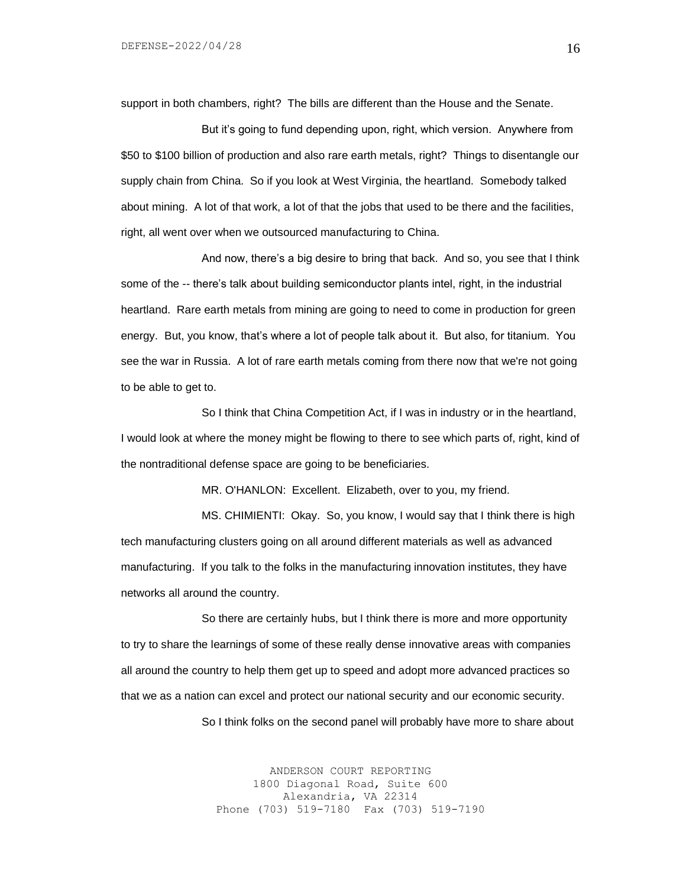support in both chambers, right? The bills are different than the House and the Senate.

But it's going to fund depending upon, right, which version. Anywhere from $50 to $100 billion of production and also rare earth metals, right? Things to disentangle our supply chain from China. So if you look at West Virginia, the heartland. Somebody talked about mining. A lot of that work, a lot of that the jobs that used to be there and the facilities, right, all went over when we outsourced manufacturing to China.

And now, there's a big desire to bring that back. And so, you see that I think some of the -- there's talk about building semiconductor plants intel, right, in the industrial heartland. Rare earth metals from mining are going to need to come in production for green energy. But, you know, that's where a lot of people talk about it. But also, for titanium. You see the war in Russia. A lot of rare earth metals coming from there now that we're not going to be able to get to.

So I think that China Competition Act, if I was in industry or in the heartland, I would look at where the money might be flowing to there to see which parts of, right, kind of the nontraditional defense space are going to be beneficiaries.

MR. O'HANLON: Excellent. Elizabeth, over to you, my friend.

MS. CHIMIENTI: Okay. So, you know, I would say that I think there is high tech manufacturing clusters going on all around different materials as well as advanced manufacturing. If you talk to the folks in the manufacturing innovation institutes, they have networks all around the country.

So there are certainly hubs, but I think there is more and more opportunity to try to share the learnings of some of these really dense innovative areas with companies all around the country to help them get up to speed and adopt more advanced practices so that we as a nation can excel and protect our national security and our economic security.

So I think folks on the second panel will probably have more to share about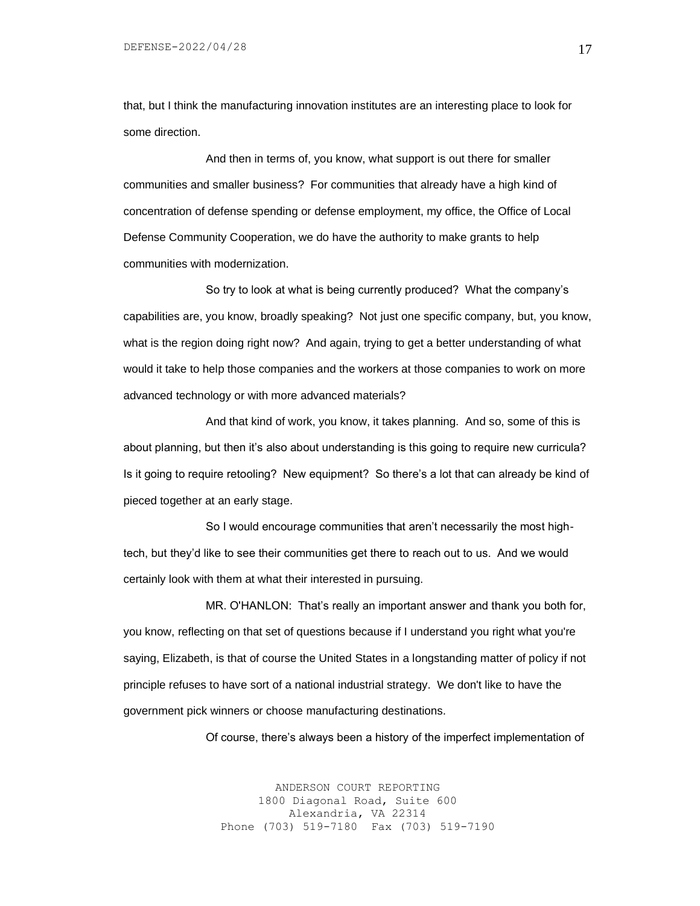that, but I think the manufacturing innovation institutes are an interesting place to look for some direction.

And then in terms of, you know, what support is out there for smaller communities and smaller business? For communities that already have a high kind of concentration of defense spending or defense employment, my office, the Office of Local Defense Community Cooperation, we do have the authority to make grants to help communities with modernization.

So try to look at what is being currently produced? What the company's capabilities are, you know, broadly speaking? Not just one specific company, but, you know, what is the region doing right now? And again, trying to get a better understanding of what would it take to help those companies and the workers at those companies to work on more advanced technology or with more advanced materials?

And that kind of work, you know, it takes planning. And so, some of this is about planning, but then it's also about understanding is this going to require new curricula? Is it going to require retooling? New equipment? So there's a lot that can already be kind of pieced together at an early stage.

So I would encourage communities that aren't necessarily the most high-tech, but they'd like to see their communities get there to reach out to us. And we would certainly look with them at what their interested in pursuing.

MR. O'HANLON: That's really an important answer and thank you both for, you know, reflecting on that set of questions because if I understand you right what you're saying, Elizabeth, is that of course the United States in a longstanding matter of policy if not principle refuses to have sort of a national industrial strategy. We don't like to have the government pick winners or choose manufacturing destinations.

Of course, there's always been a history of the imperfect implementation of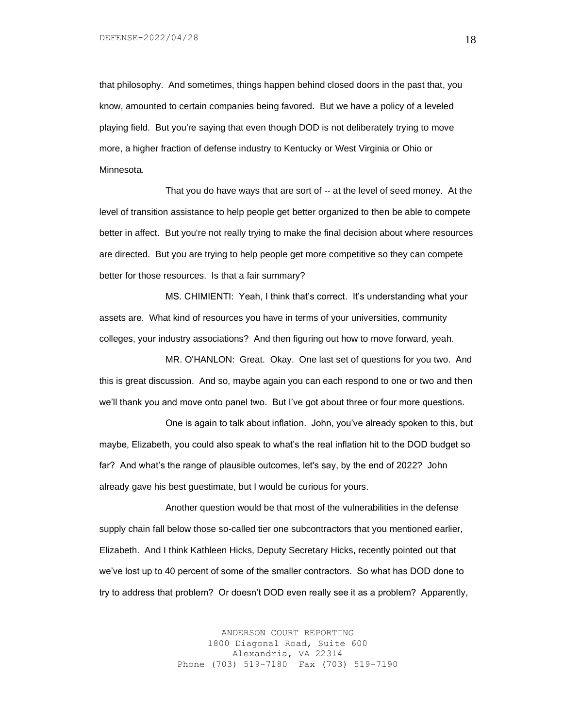that philosophy. And sometimes, things happen behind closed doors in the past that, you know, amounted to certain companies being favored. But we have a policy of a leveled playing field. But you're saying that even though DOD is not deliberately trying to move more, a higher fraction of defense industry to Kentucky or West Virginia or Ohio or Minnesota.

That you do have ways that are sort of -- at the level of seed money. At the level of transition assistance to help people get better organized to then be able to compete better in affect. But you're not really trying to make the final decision about where resources are directed. But you are trying to help people get more competitive so they can compete better for those resources. Is that a fair summary?

MS. CHIMIENTI: Yeah, I think that's correct. It's understanding what your assets are. What kind of resources you have in terms of your universities, community colleges, your industry associations? And then figuring out how to move forward, yeah.

MR. O'HANLON: Great. Okay. One last set of questions for you two. And this is great discussion. And so, maybe again you can each respond to one or two and then we'll thank you and move onto panel two. But I've got about three or four more questions.

One is again to talk about inflation. John, you've already spoken to this, but maybe, Elizabeth, you could also speak to what's the real inflation hit to the DOD budget so far? And what's the range of plausible outcomes, let's say, by the end of 2022? John already gave his best guestimate, but I would be curious for yours.

Another question would be that most of the vulnerabilities in the defense supply chain fall below those so-called tier one subcontractors that you mentioned earlier, Elizabeth. And I think Kathleen Hicks, Deputy Secretary Hicks, recently pointed out that we've lost up to 40 percent of some of the smaller contractors. So what has DOD done to try to address that problem? Or doesn't DOD even really see it as a problem? Apparently,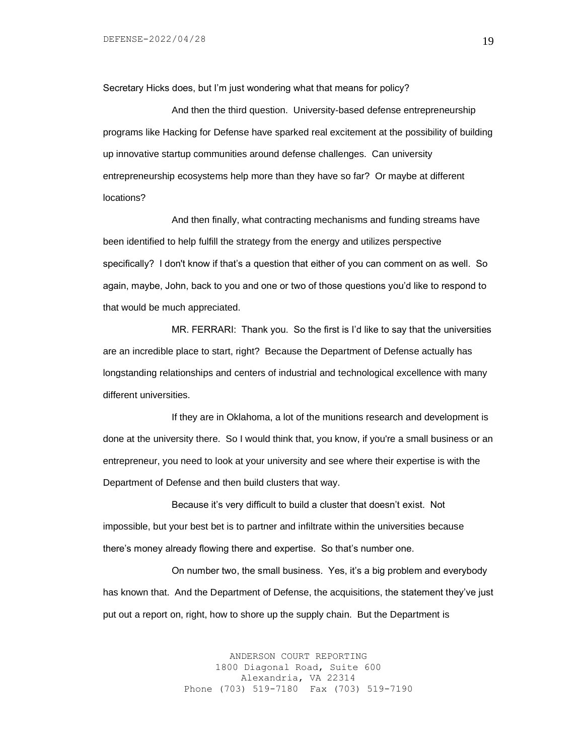Secretary Hicks does, but I'm just wondering what that means for policy?

And then the third question. University-based defense entrepreneurship programs like Hacking for Defense have sparked real excitement at the possibility of building up innovative startup communities around defense challenges. Can university entrepreneurship ecosystems help more than they have so far? Or maybe at different locations?

And then finally, what contracting mechanisms and funding streams have been identified to help fulfill the strategy from the energy and utilizes perspective specifically? I don't know if that's a question that either of you can comment on as well. So again, maybe, John, back to you and one or two of those questions you'd like to respond to that would be much appreciated.

MR. FERRARI: Thank you. So the first is I'd like to say that the universities are an incredible place to start, right? Because the Department of Defense actually has longstanding relationships and centers of industrial and technological excellence with many different universities.

If they are in Oklahoma, a lot of the munitions research and development is done at the university there. So I would think that, you know, if you're a small business or an entrepreneur, you need to look at your university and see where their expertise is with the Department of Defense and then build clusters that way.

Because it's very difficult to build a cluster that doesn't exist. Not impossible, but your best bet is to partner and infiltrate within the universities because there's money already flowing there and expertise. So that's number one.

On number two, the small business. Yes, it's a big problem and everybody has known that. And the Department of Defense, the acquisitions, the statement they've just put out a report on, right, how to shore up the supply chain. But the Department is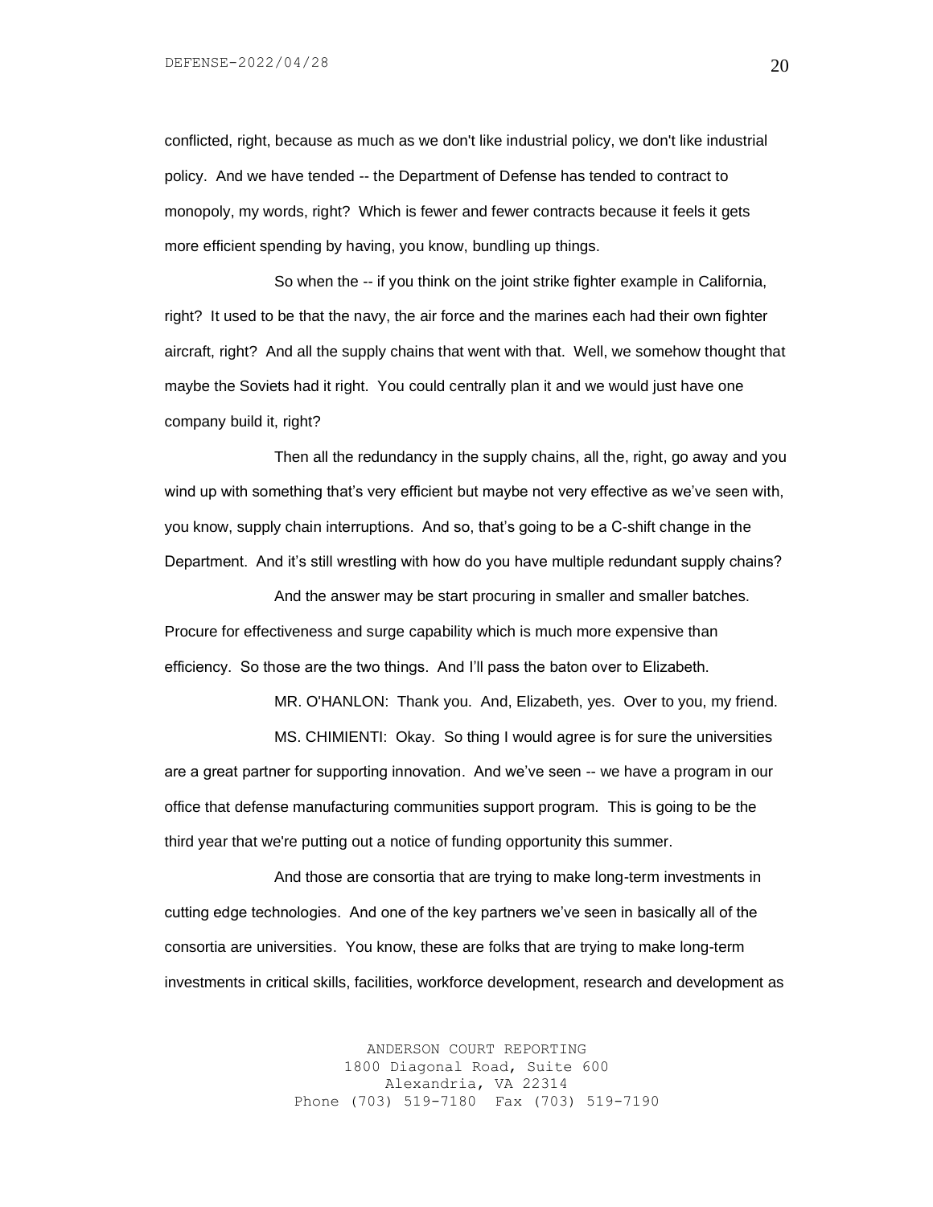conflicted, right, because as much as we don't like industrial policy, we don't like industrial policy. And we have tended -- the Department of Defense has tended to contract to monopoly, my words, right? Which is fewer and fewer contracts because it feels it gets more efficient spending by having, you know, bundling up things.

So when the -- if you think on the joint strike fighter example in California, right? It used to be that the navy, the air force and the marines each had their own fighter aircraft, right? And all the supply chains that went with that. Well, we somehow thought that maybe the Soviets had it right. You could centrally plan it and we would just have one company build it, right?

Then all the redundancy in the supply chains, all the, right, go away and you wind up with something that's very efficient but maybe not very effective as we've seen with, you know, supply chain interruptions. And so, that's going to be a C-shift change in the Department. And it's still wrestling with how do you have multiple redundant supply chains?

And the answer may be start procuring in smaller and smaller batches. Procure for effectiveness and surge capability which is much more expensive than efficiency. So those are the two things. And I'll pass the baton over to Elizabeth.

MR. O'HANLON: Thank you. And, Elizabeth, yes. Over to you, my friend.

MS. CHIMIENTI: Okay. So thing I would agree is for sure the universities are a great partner for supporting innovation. And we've seen -- we have a program in our office that defense manufacturing communities support program. This is going to be the third year that we're putting out a notice of funding opportunity this summer.

And those are consortia that are trying to make long-term investments in cutting edge technologies. And one of the key partners we've seen in basically all of the consortia are universities. You know, these are folks that are trying to make long-term investments in critical skills, facilities, workforce development, research and development as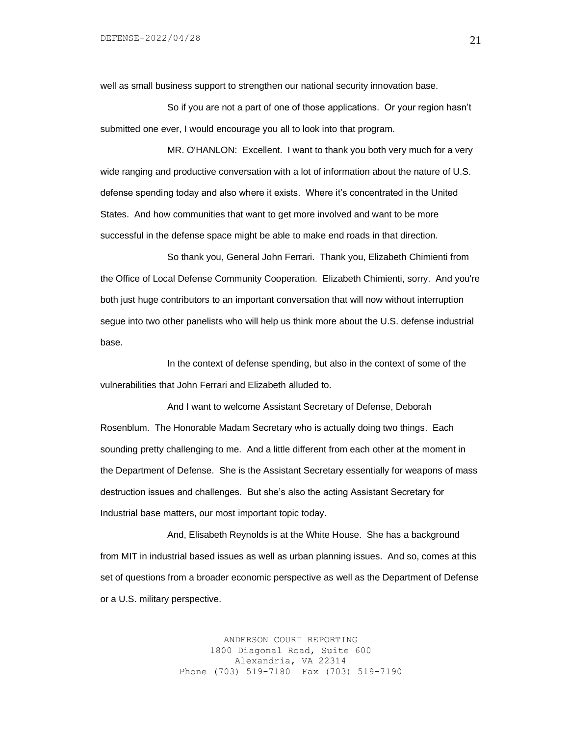well as small business support to strengthen our national security innovation base.

So if you are not a part of one of those applications. Or your region hasn't submitted one ever, I would encourage you all to look into that program.

MR. O'HANLON: Excellent. I want to thank you both very much for a very wide ranging and productive conversation with a lot of information about the nature of U.S. defense spending today and also where it exists. Where it's concentrated in the United States. And how communities that want to get more involved and want to be more successful in the defense space might be able to make end roads in that direction.

So thank you, General John Ferrari. Thank you, Elizabeth Chimienti from the Office of Local Defense Community Cooperation. Elizabeth Chimienti, sorry. And you're both just huge contributors to an important conversation that will now without interruption segue into two other panelists who will help us think more about the U.S. defense industrial base.

In the context of defense spending, but also in the context of some of the vulnerabilities that John Ferrari and Elizabeth alluded to.

And I want to welcome Assistant Secretary of Defense, Deborah Rosenblum. The Honorable Madam Secretary who is actually doing two things. Each sounding pretty challenging to me. And a little different from each other at the moment in the Department of Defense. She is the Assistant Secretary essentially for weapons of mass destruction issues and challenges. But she's also the acting Assistant Secretary for Industrial base matters, our most important topic today.

And, Elisabeth Reynolds is at the White House. She has a background from MIT in industrial based issues as well as urban planning issues. And so, comes at this set of questions from a broader economic perspective as well as the Department of Defense or a U.S. military perspective.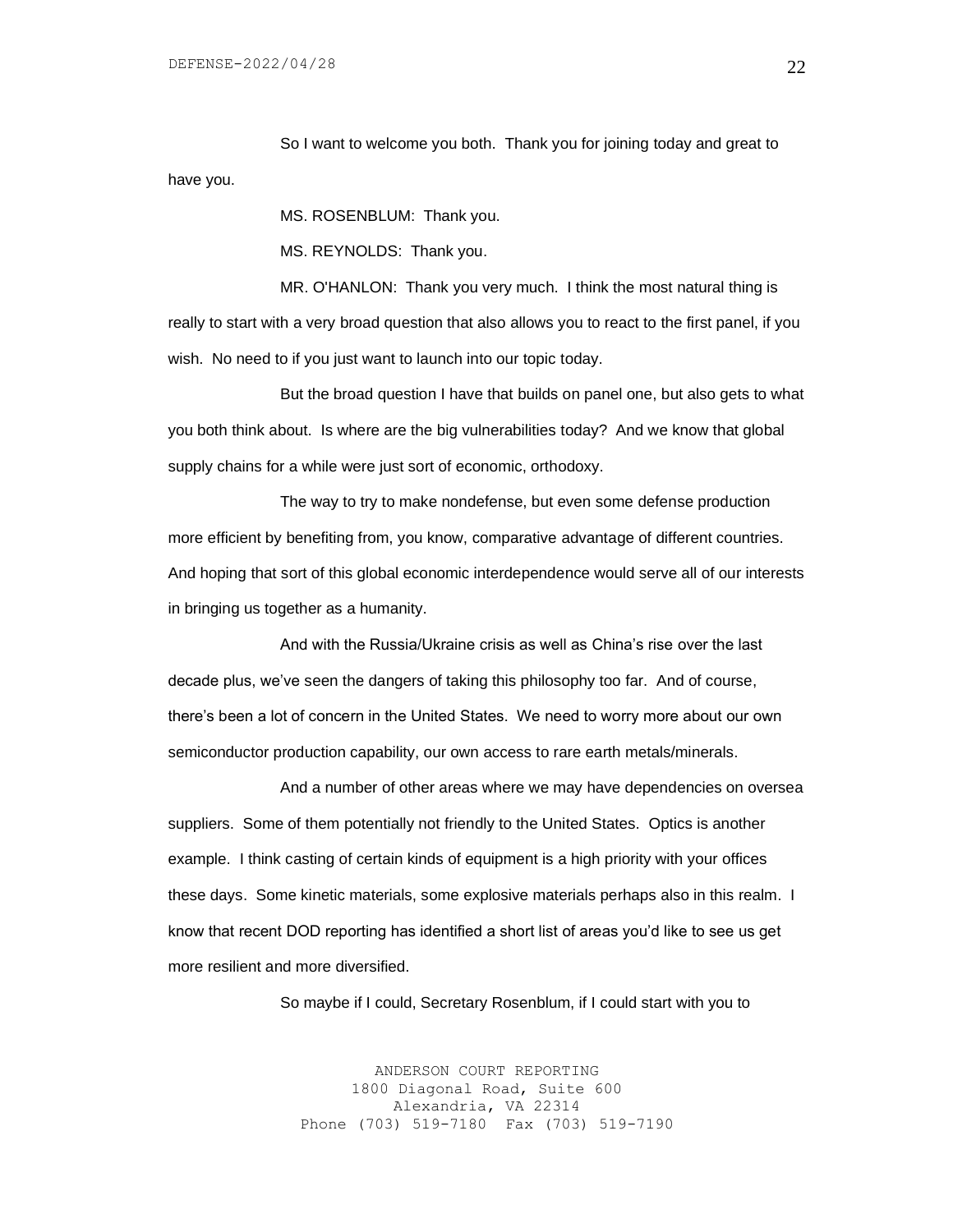So I want to welcome you both. Thank you for joining today and great to have you.

MS. ROSENBLUM: Thank you.

MS. REYNOLDS: Thank you.

MR. O'HANLON: Thank you very much. I think the most natural thing is really to start with a very broad question that also allows you to react to the first panel, if you wish. No need to if you just want to launch into our topic today.

But the broad question I have that builds on panel one, but also gets to what you both think about. Is where are the big vulnerabilities today? And we know that global supply chains for a while were just sort of economic, orthodoxy.

The way to try to make nondefense, but even some defense production more efficient by benefiting from, you know, comparative advantage of different countries. And hoping that sort of this global economic interdependence would serve all of our interests in bringing us together as a humanity.

And with the Russia/Ukraine crisis as well as China's rise over the last decade plus, we've seen the dangers of taking this philosophy too far. And of course, there's been a lot of concern in the United States. We need to worry more about our own semiconductor production capability, our own access to rare earth metals/minerals.

And a number of other areas where we may have dependencies on oversea suppliers. Some of them potentially not friendly to the United States. Optics is another example. I think casting of certain kinds of equipment is a high priority with your offices these days. Some kinetic materials, some explosive materials perhaps also in this realm. I know that recent DOD reporting has identified a short list of areas you'd like to see us get more resilient and more diversified.

So maybe if I could, Secretary Rosenblum, if I could start with you to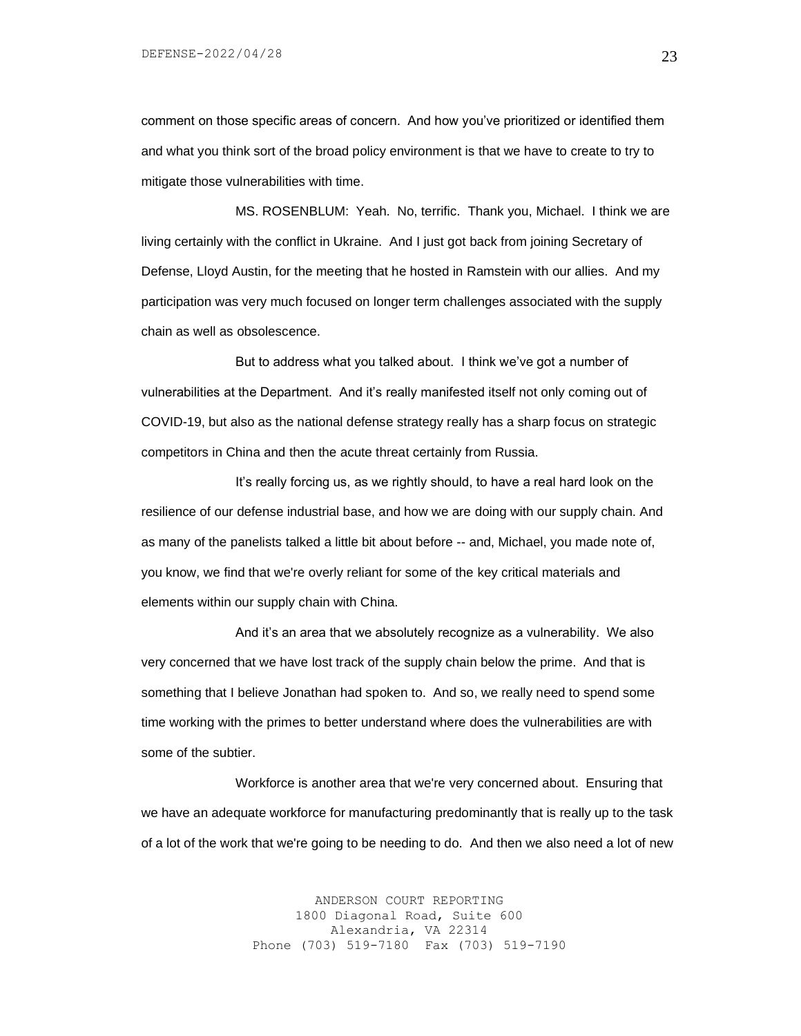comment on those specific areas of concern. And how you've prioritized or identified them and what you think sort of the broad policy environment is that we have to create to try to mitigate those vulnerabilities with time.

MS. ROSENBLUM: Yeah. No, terrific. Thank you, Michael. I think we are living certainly with the conflict in Ukraine. And I just got back from joining Secretary of Defense, Lloyd Austin, for the meeting that he hosted in Ramstein with our allies. And my participation was very much focused on longer term challenges associated with the supply chain as well as obsolescence.

But to address what you talked about. I think we've got a number of vulnerabilities at the Department. And it's really manifested itself not only coming out of COVID-19, but also as the national defense strategy really has a sharp focus on strategic competitors in China and then the acute threat certainly from Russia.

It's really forcing us, as we rightly should, to have a real hard look on the resilience of our defense industrial base, and how we are doing with our supply chain. And as many of the panelists talked a little bit about before -- and, Michael, you made note of, you know, we find that we're overly reliant for some of the key critical materials and elements within our supply chain with China.

And it's an area that we absolutely recognize as a vulnerability. We also very concerned that we have lost track of the supply chain below the prime. And that is something that I believe Jonathan had spoken to. And so, we really need to spend some time working with the primes to better understand where does the vulnerabilities are with some of the subtier.

Workforce is another area that we're very concerned about. Ensuring that we have an adequate workforce for manufacturing predominantly that is really up to the task of a lot of the work that we're going to be needing to do. And then we also need a lot of new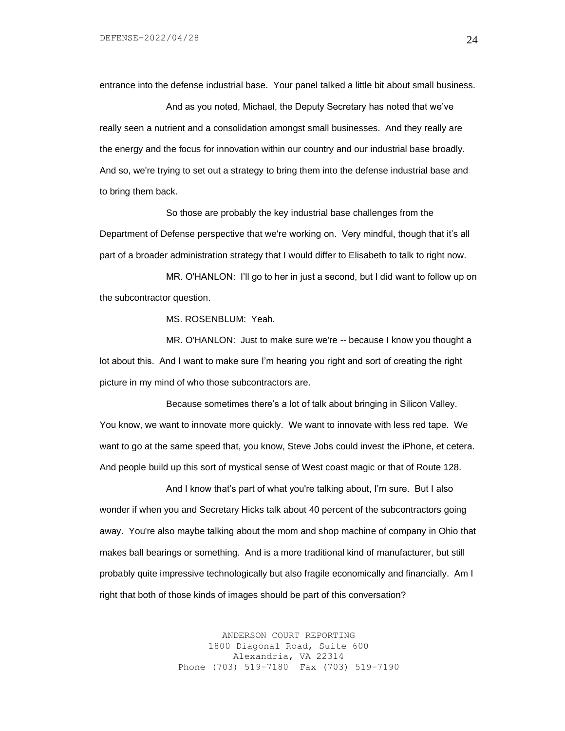entrance into the defense industrial base. Your panel talked a little bit about small business.

And as you noted, Michael, the Deputy Secretary has noted that we've really seen a nutrient and a consolidation amongst small businesses. And they really are the energy and the focus for innovation within our country and our industrial base broadly. And so, we're trying to set out a strategy to bring them into the defense industrial base and to bring them back.

So those are probably the key industrial base challenges from the Department of Defense perspective that we're working on. Very mindful, though that it's all part of a broader administration strategy that I would differ to Elisabeth to talk to right now.

MR. O'HANLON: I'll go to her in just a second, but I did want to follow up on the subcontractor question.

MS. ROSENBLUM: Yeah.

MR. O'HANLON: Just to make sure we're -- because I know you thought a lot about this. And I want to make sure I'm hearing you right and sort of creating the right picture in my mind of who those subcontractors are.

Because sometimes there's a lot of talk about bringing in Silicon Valley. You know, we want to innovate more quickly. We want to innovate with less red tape. We want to go at the same speed that, you know, Steve Jobs could invest the iPhone, et cetera. And people build up this sort of mystical sense of West coast magic or that of Route 128.

And I know that's part of what you're talking about, I'm sure. But I also wonder if when you and Secretary Hicks talk about 40 percent of the subcontractors going away. You're also maybe talking about the mom and shop machine of company in Ohio that makes ball bearings or something. And is a more traditional kind of manufacturer, but still probably quite impressive technologically but also fragile economically and financially. Am I right that both of those kinds of images should be part of this conversation?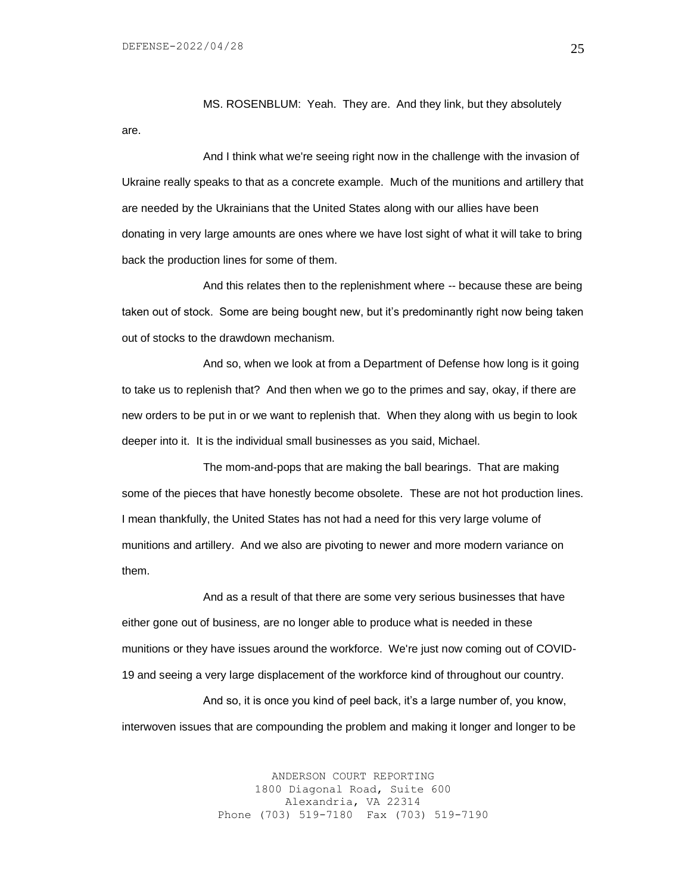MS. ROSENBLUM: Yeah. They are. And they link, but they absolutely are.

And I think what we're seeing right now in the challenge with the invasion of Ukraine really speaks to that as a concrete example. Much of the munitions and artillery that are needed by the Ukrainians that the United States along with our allies have been donating in very large amounts are ones where we have lost sight of what it will take to bring back the production lines for some of them.

And this relates then to the replenishment where -- because these are being taken out of stock. Some are being bought new, but it's predominantly right now being taken out of stocks to the drawdown mechanism.

And so, when we look at from a Department of Defense how long is it going to take us to replenish that? And then when we go to the primes and say, okay, if there are new orders to be put in or we want to replenish that. When they along with us begin to look deeper into it. It is the individual small businesses as you said, Michael.

The mom-and-pops that are making the ball bearings. That are making some of the pieces that have honestly become obsolete. These are not hot production lines. I mean thankfully, the United States has not had a need for this very large volume of munitions and artillery. And we also are pivoting to newer and more modern variance on them.

And as a result of that there are some very serious businesses that have either gone out of business, are no longer able to produce what is needed in these munitions or they have issues around the workforce. We're just now coming out of COVID-19 and seeing a very large displacement of the workforce kind of throughout our country.

And so, it is once you kind of peel back, it's a large number of, you know, interwoven issues that are compounding the problem and making it longer and longer to be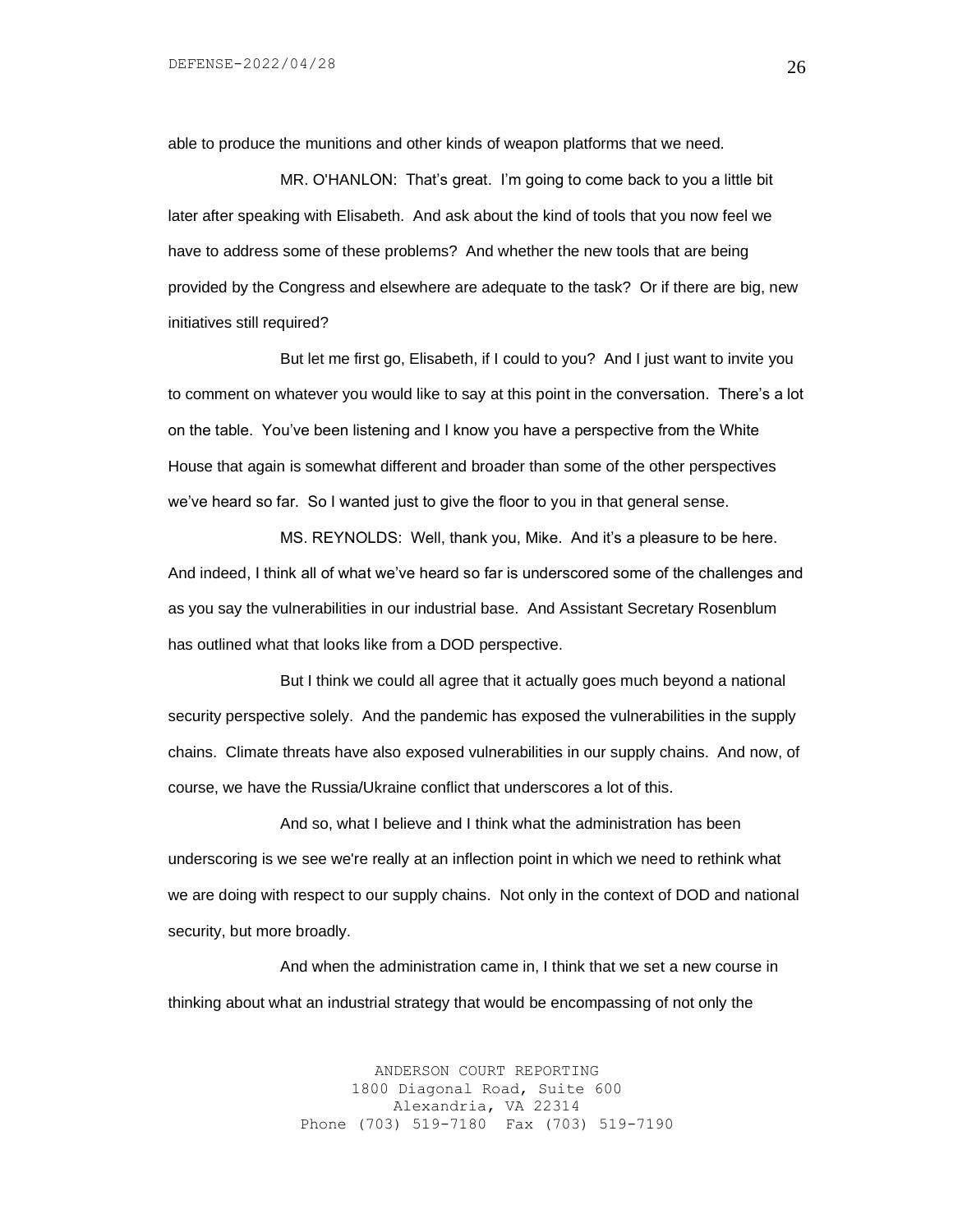able to produce the munitions and other kinds of weapon platforms that we need.

MR. O'HANLON: That's great. I'm going to come back to you a little bit later after speaking with Elisabeth. And ask about the kind of tools that you now feel we have to address some of these problems? And whether the new tools that are being provided by the Congress and elsewhere are adequate to the task? Or if there are big, new initiatives still required?

But let me first go, Elisabeth, if I could to you? And I just want to invite you to comment on whatever you would like to say at this point in the conversation. There's a lot on the table. You've been listening and I know you have a perspective from the White House that again is somewhat different and broader than some of the other perspectives we've heard so far. So I wanted just to give the floor to you in that general sense.

MS. REYNOLDS: Well, thank you, Mike. And it's a pleasure to be here. And indeed, I think all of what we've heard so far is underscored some of the challenges and as you say the vulnerabilities in our industrial base. And Assistant Secretary Rosenblum has outlined what that looks like from a DOD perspective.

But I think we could all agree that it actually goes much beyond a national security perspective solely. And the pandemic has exposed the vulnerabilities in the supply chains. Climate threats have also exposed vulnerabilities in our supply chains. And now, of course, we have the Russia/Ukraine conflict that underscores a lot of this.

And so, what I believe and I think what the administration has been underscoring is we see we're really at an inflection point in which we need to rethink what we are doing with respect to our supply chains. Not only in the context of DOD and national security, but more broadly.

And when the administration came in, I think that we set a new course in thinking about what an industrial strategy that would be encompassing of not only the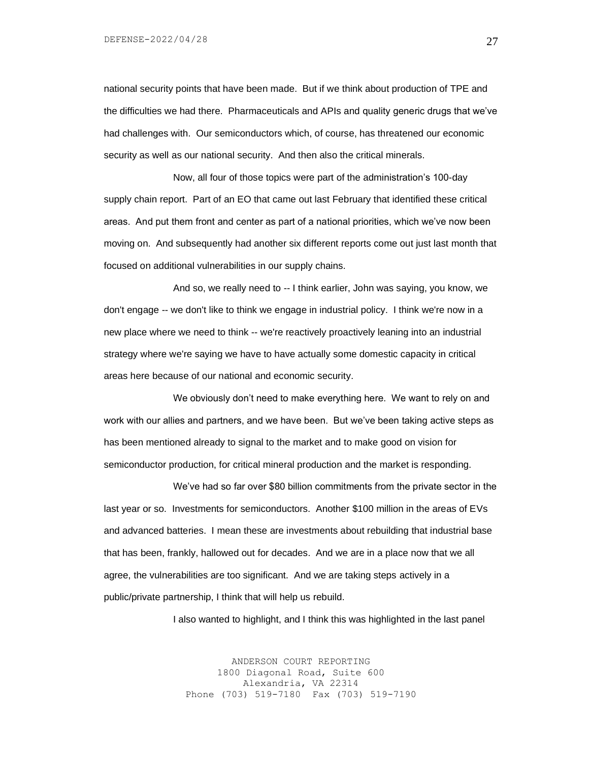national security points that have been made. But if we think about production of TPE and the difficulties we had there. Pharmaceuticals and APIs and quality generic drugs that we've had challenges with. Our semiconductors which, of course, has threatened our economic security as well as our national security. And then also the critical minerals.

Now, all four of those topics were part of the administration's 100-day supply chain report. Part of an EO that came out last February that identified these critical areas. And put them front and center as part of a national priorities, which we've now been moving on. And subsequently had another six different reports come out just last month that focused on additional vulnerabilities in our supply chains.

And so, we really need to -- I think earlier, John was saying, you know, we don't engage -- we don't like to think we engage in industrial policy. I think we're now in a new place where we need to think -- we're reactively proactively leaning into an industrial strategy where we're saying we have to have actually some domestic capacity in critical areas here because of our national and economic security.

We obviously don't need to make everything here. We want to rely on and work with our allies and partners, and we have been. But we've been taking active steps as has been mentioned already to signal to the market and to make good on vision for semiconductor production, for critical mineral production and the market is responding.

We've had so far over $80 billion commitments from the private sector in the last year or so. Investments for semiconductors. Another $100 million in the areas of EVs and advanced batteries. I mean these are investments about rebuilding that industrial base that has been, frankly, hallowed out for decades. And we are in a place now that we all agree, the vulnerabilities are too significant. And we are taking steps actively in a public/private partnership, I think that will help us rebuild.

I also wanted to highlight, and I think this was highlighted in the last panel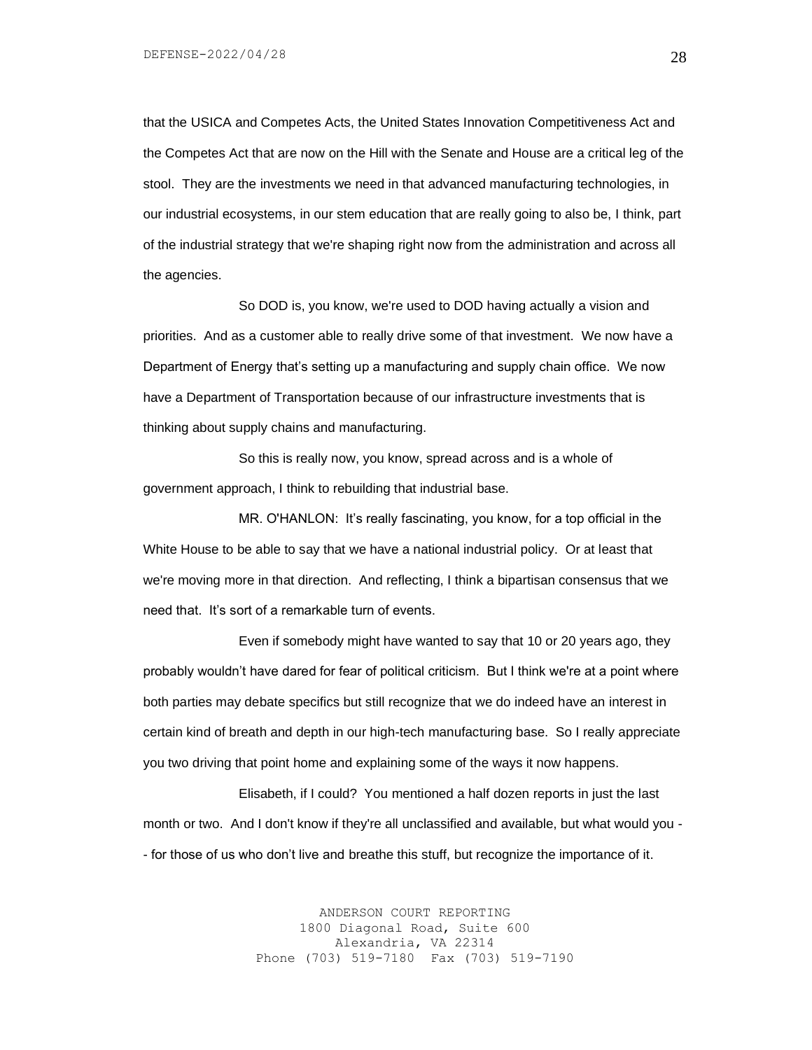that the USICA and Competes Acts, the United States Innovation Competitiveness Act and the Competes Act that are now on the Hill with the Senate and House are a critical leg of the stool. They are the investments we need in that advanced manufacturing technologies, in our industrial ecosystems, in our stem education that are really going to also be, I think, part of the industrial strategy that we're shaping right now from the administration and across all the agencies.

So DOD is, you know, we're used to DOD having actually a vision and priorities. And as a customer able to really drive some of that investment. We now have a Department of Energy that's setting up a manufacturing and supply chain office. We now have a Department of Transportation because of our infrastructure investments that is thinking about supply chains and manufacturing.

So this is really now, you know, spread across and is a whole of government approach, I think to rebuilding that industrial base.

MR. O'HANLON: It's really fascinating, you know, for a top official in the White House to be able to say that we have a national industrial policy. Or at least that we're moving more in that direction. And reflecting, I think a bipartisan consensus that we need that. It's sort of a remarkable turn of events.

Even if somebody might have wanted to say that 10 or 20 years ago, they probably wouldn't have dared for fear of political criticism. But I think we're at a point where both parties may debate specifics but still recognize that we do indeed have an interest in certain kind of breath and depth in our high-tech manufacturing base. So I really appreciate you two driving that point home and explaining some of the ways it now happens.

Elisabeth, if I could? You mentioned a half dozen reports in just the last month or two. And I don't know if they're all unclassified and available, but what would you -- for those of us who don't live and breathe this stuff, but recognize the importance of it.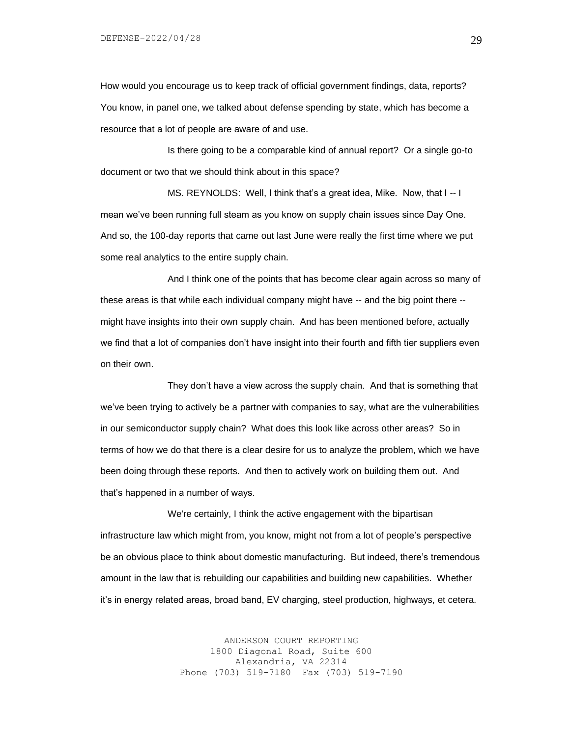How would you encourage us to keep track of official government findings, data, reports? You know, in panel one, we talked about defense spending by state, which has become a resource that a lot of people are aware of and use.

Is there going to be a comparable kind of annual report? Or a single go-to document or two that we should think about in this space?

MS. REYNOLDS: Well, I think that's a great idea, Mike. Now, that I -- I mean we've been running full steam as you know on supply chain issues since Day One. And so, the 100-day reports that came out last June were really the first time where we put some real analytics to the entire supply chain.

And I think one of the points that has become clear again across so many of these areas is that while each individual company might have -- and the big point there -- might have insights into their own supply chain. And has been mentioned before, actually we find that a lot of companies don't have insight into their fourth and fifth tier suppliers even on their own.

They don't have a view across the supply chain. And that is something that we've been trying to actively be a partner with companies to say, what are the vulnerabilities in our semiconductor supply chain? What does this look like across other areas? So in terms of how we do that there is a clear desire for us to analyze the problem, which we have been doing through these reports. And then to actively work on building them out. And that's happened in a number of ways.

We're certainly, I think the active engagement with the bipartisan infrastructure law which might from, you know, might not from a lot of people's perspective be an obvious place to think about domestic manufacturing. But indeed, there's tremendous amount in the law that is rebuilding our capabilities and building new capabilities. Whether it's in energy related areas, broad band, EV charging, steel production, highways, et cetera.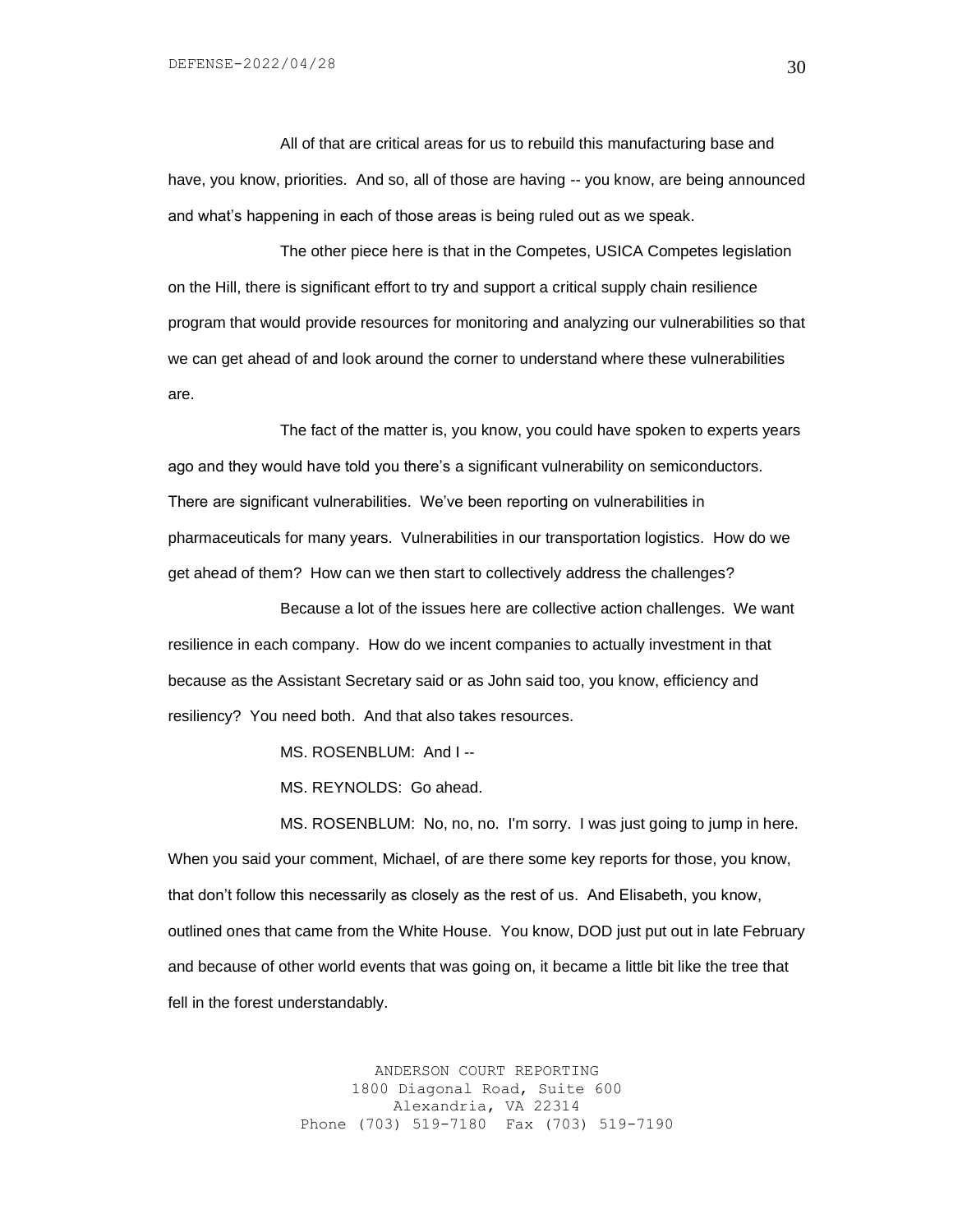All of that are critical areas for us to rebuild this manufacturing base and have, you know, priorities. And so, all of those are having -- you know, are being announced and what's happening in each of those areas is being ruled out as we speak.

The other piece here is that in the Competes, USICA Competes legislation on the Hill, there is significant effort to try and support a critical supply chain resilience program that would provide resources for monitoring and analyzing our vulnerabilities so that we can get ahead of and look around the corner to understand where these vulnerabilities are.

The fact of the matter is, you know, you could have spoken to experts years ago and they would have told you there's a significant vulnerability on semiconductors. There are significant vulnerabilities. We've been reporting on vulnerabilities in pharmaceuticals for many years. Vulnerabilities in our transportation logistics. How do we get ahead of them? How can we then start to collectively address the challenges?

Because a lot of the issues here are collective action challenges. We want resilience in each company. How do we incent companies to actually investment in that because as the Assistant Secretary said or as John said too, you know, efficiency and resiliency? You need both. And that also takes resources.

MS. ROSENBLUM: And I --

MS. REYNOLDS: Go ahead.

MS. ROSENBLUM: No, no, no. I'm sorry. I was just going to jump in here. When you said your comment, Michael, of are there some key reports for those, you know, that don't follow this necessarily as closely as the rest of us. And Elisabeth, you know, outlined ones that came from the White House. You know, DOD just put out in late February and because of other world events that was going on, it became a little bit like the tree that fell in the forest understandably.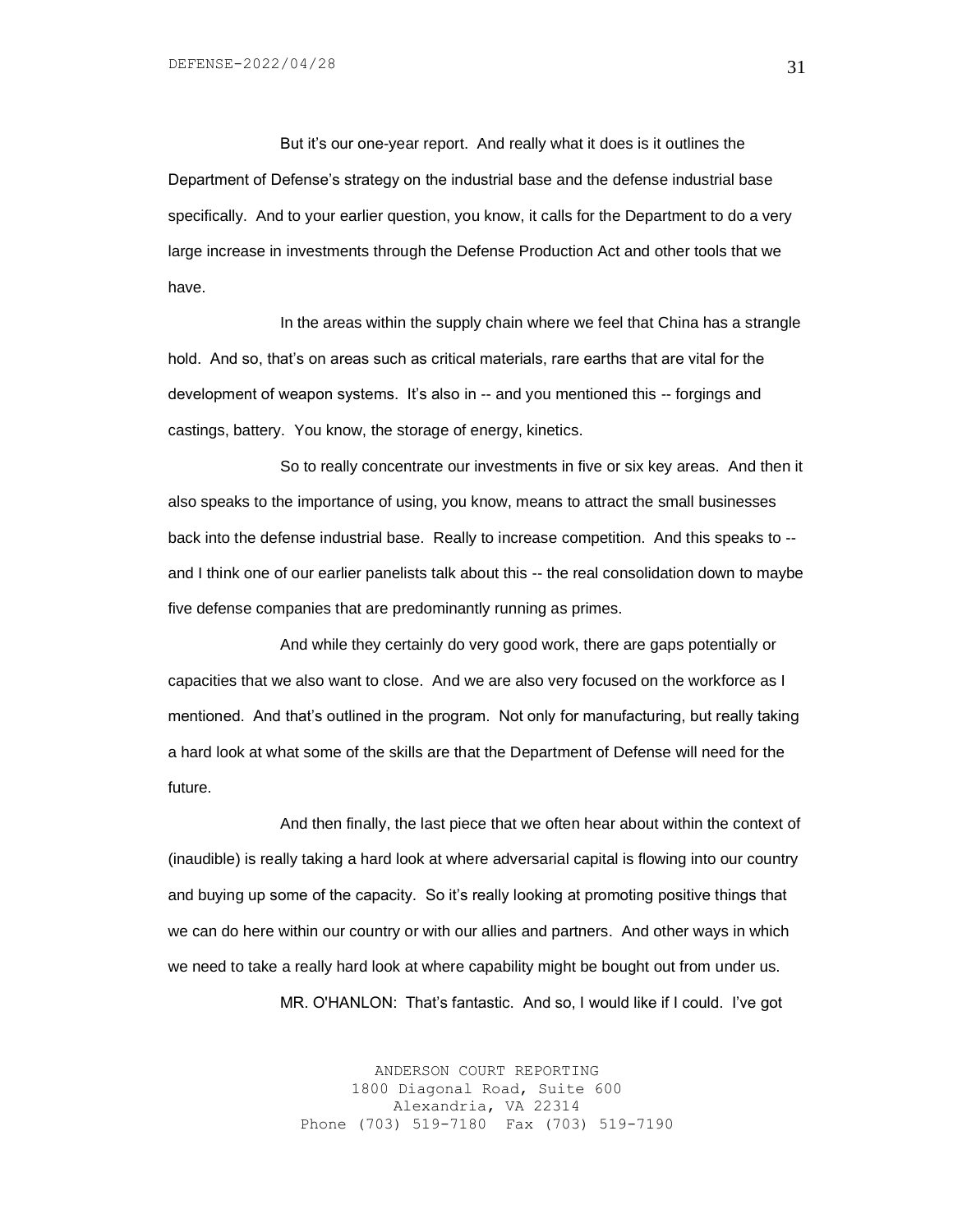But it's our one-year report. And really what it does is it outlines the Department of Defense's strategy on the industrial base and the defense industrial base specifically. And to your earlier question, you know, it calls for the Department to do a very large increase in investments through the Defense Production Act and other tools that we have.

In the areas within the supply chain where we feel that China has a strangle hold. And so, that's on areas such as critical materials, rare earths that are vital for the development of weapon systems. It's also in -- and you mentioned this -- forgings and castings, battery. You know, the storage of energy, kinetics.

So to really concentrate our investments in five or six key areas. And then it also speaks to the importance of using, you know, means to attract the small businesses back into the defense industrial base. Really to increase competition. And this speaks to -- and I think one of our earlier panelists talk about this -- the real consolidation down to maybe five defense companies that are predominantly running as primes.

And while they certainly do very good work, there are gaps potentially or capacities that we also want to close. And we are also very focused on the workforce as I mentioned. And that's outlined in the program. Not only for manufacturing, but really taking a hard look at what some of the skills are that the Department of Defense will need for the future.

And then finally, the last piece that we often hear about within the context of (inaudible) is really taking a hard look at where adversarial capital is flowing into our country and buying up some of the capacity. So it's really looking at promoting positive things that we can do here within our country or with our allies and partners. And other ways in which we need to take a really hard look at where capability might be bought out from under us.

MR. O'HANLON: That's fantastic. And so, I would like if I could. I've got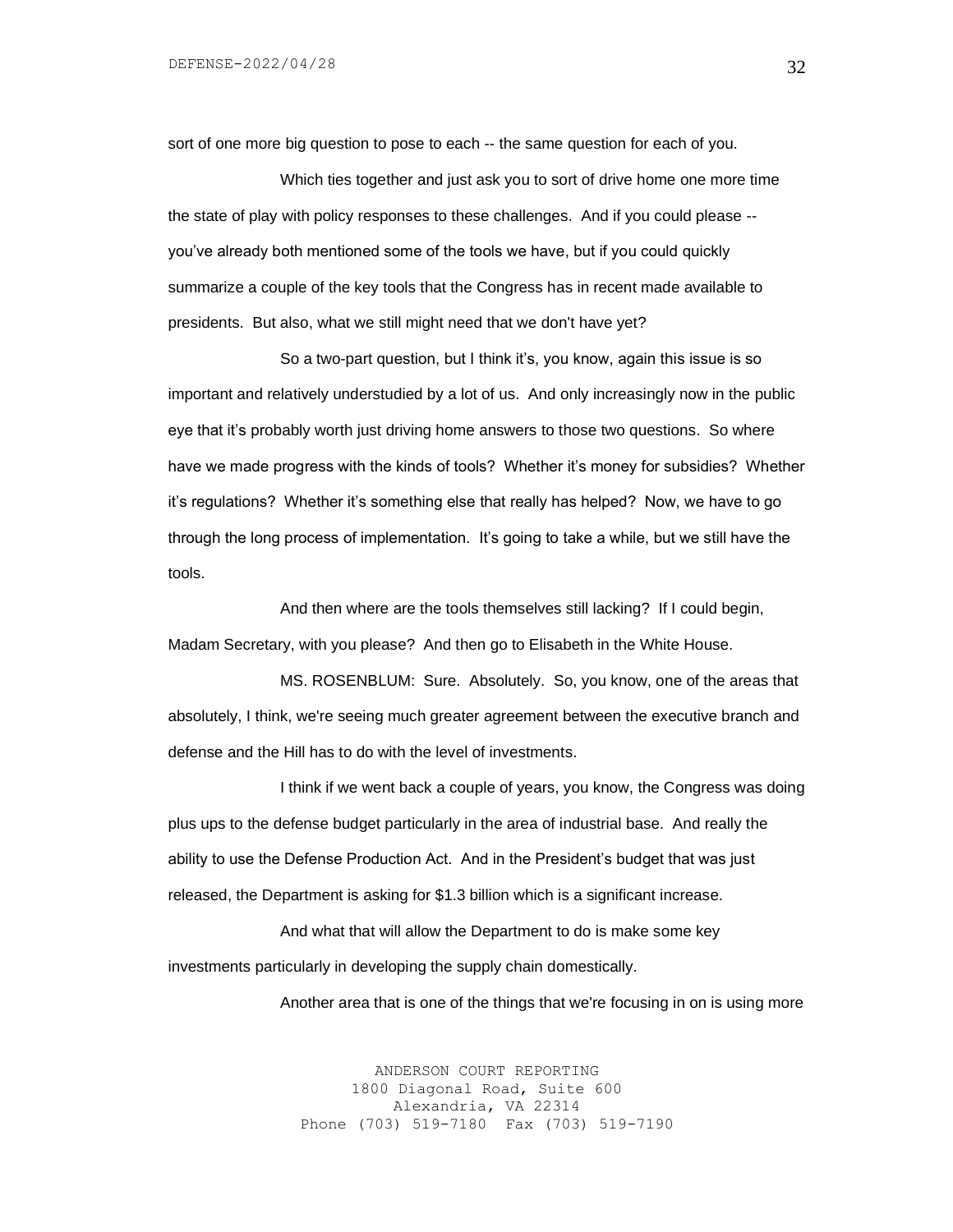sort of one more big question to pose to each -- the same question for each of you.

Which ties together and just ask you to sort of drive home one more time the state of play with policy responses to these challenges. And if you could please -- you've already both mentioned some of the tools we have, but if you could quickly summarize a couple of the key tools that the Congress has in recent made available to presidents. But also, what we still might need that we don't have yet?

So a two-part question, but I think it's, you know, again this issue is so important and relatively understudied by a lot of us. And only increasingly now in the public eye that it's probably worth just driving home answers to those two questions. So where have we made progress with the kinds of tools? Whether it's money for subsidies? Whether it's regulations? Whether it's something else that really has helped? Now, we have to go through the long process of implementation. It's going to take a while, but we still have the tools.

And then where are the tools themselves still lacking? If I could begin, Madam Secretary, with you please? And then go to Elisabeth in the White House.

MS. ROSENBLUM: Sure. Absolutely. So, you know, one of the areas that absolutely, I think, we're seeing much greater agreement between the executive branch and defense and the Hill has to do with the level of investments.

I think if we went back a couple of years, you know, the Congress was doing plus ups to the defense budget particularly in the area of industrial base. And really the ability to use the Defense Production Act. And in the President's budget that was just released, the Department is asking for $1.3 billion which is a significant increase.

And what that will allow the Department to do is make some key investments particularly in developing the supply chain domestically.

Another area that is one of the things that we're focusing in on is using more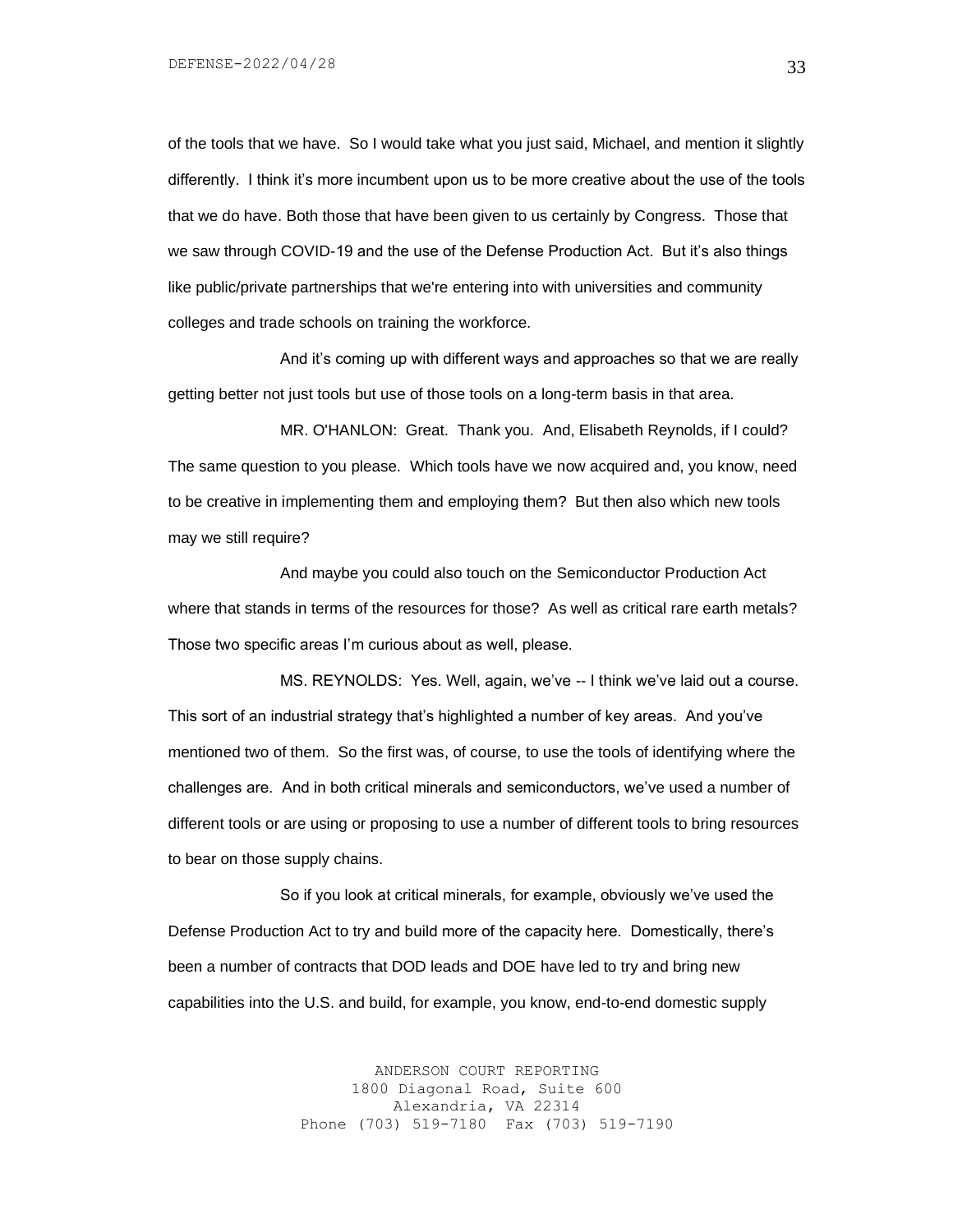of the tools that we have. So I would take what you just said, Michael, and mention it slightly differently. I think it's more incumbent upon us to be more creative about the use of the tools that we do have. Both those that have been given to us certainly by Congress. Those that we saw through COVID-19 and the use of the Defense Production Act. But it's also things like public/private partnerships that we're entering into with universities and community colleges and trade schools on training the workforce.

And it's coming up with different ways and approaches so that we are really getting better not just tools but use of those tools on a long-term basis in that area.

MR. O'HANLON: Great. Thank you. And, Elisabeth Reynolds, if I could? The same question to you please. Which tools have we now acquired and, you know, need to be creative in implementing them and employing them? But then also which new tools may we still require?

And maybe you could also touch on the Semiconductor Production Act where that stands in terms of the resources for those? As well as critical rare earth metals? Those two specific areas I'm curious about as well, please.

MS. REYNOLDS: Yes. Well, again, we've -- I think we've laid out a course. This sort of an industrial strategy that's highlighted a number of key areas. And you've mentioned two of them. So the first was, of course, to use the tools of identifying where the challenges are. And in both critical minerals and semiconductors, we've used a number of different tools or are using or proposing to use a number of different tools to bring resources to bear on those supply chains.

So if you look at critical minerals, for example, obviously we've used the Defense Production Act to try and build more of the capacity here. Domestically, there's been a number of contracts that DOD leads and DOE have led to try and bring new capabilities into the U.S. and build, for example, you know, end-to-end domestic supply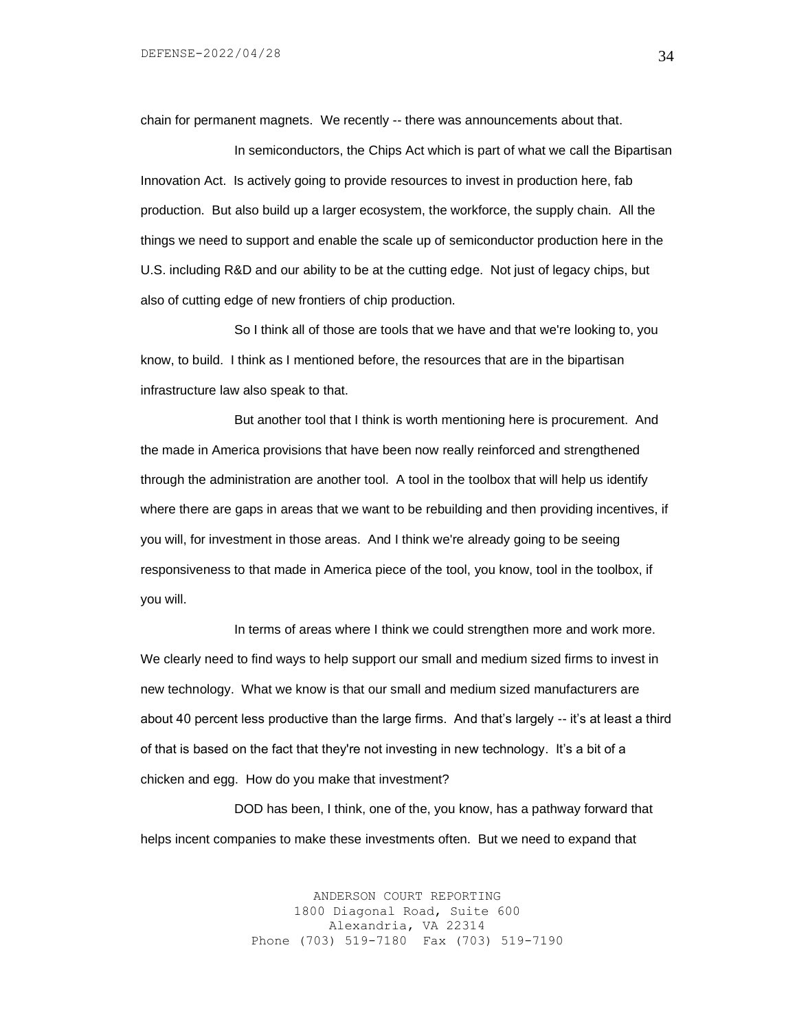chain for permanent magnets. We recently -- there was announcements about that.

In semiconductors, the Chips Act which is part of what we call the Bipartisan Innovation Act. Is actively going to provide resources to invest in production here, fab production. But also build up a larger ecosystem, the workforce, the supply chain. All the things we need to support and enable the scale up of semiconductor production here in the U.S. including R&D and our ability to be at the cutting edge. Not just of legacy chips, but also of cutting edge of new frontiers of chip production.

So I think all of those are tools that we have and that we're looking to, you know, to build. I think as I mentioned before, the resources that are in the bipartisan infrastructure law also speak to that.

But another tool that I think is worth mentioning here is procurement. And the made in America provisions that have been now really reinforced and strengthened through the administration are another tool. A tool in the toolbox that will help us identify where there are gaps in areas that we want to be rebuilding and then providing incentives, if you will, for investment in those areas. And I think we're already going to be seeing responsiveness to that made in America piece of the tool, you know, tool in the toolbox, if you will.

In terms of areas where I think we could strengthen more and work more. We clearly need to find ways to help support our small and medium sized firms to invest in new technology. What we know is that our small and medium sized manufacturers are about 40 percent less productive than the large firms. And that's largely -- it's at least a third of that is based on the fact that they're not investing in new technology. It's a bit of a chicken and egg. How do you make that investment?

DOD has been, I think, one of the, you know, has a pathway forward that helps incent companies to make these investments often. But we need to expand that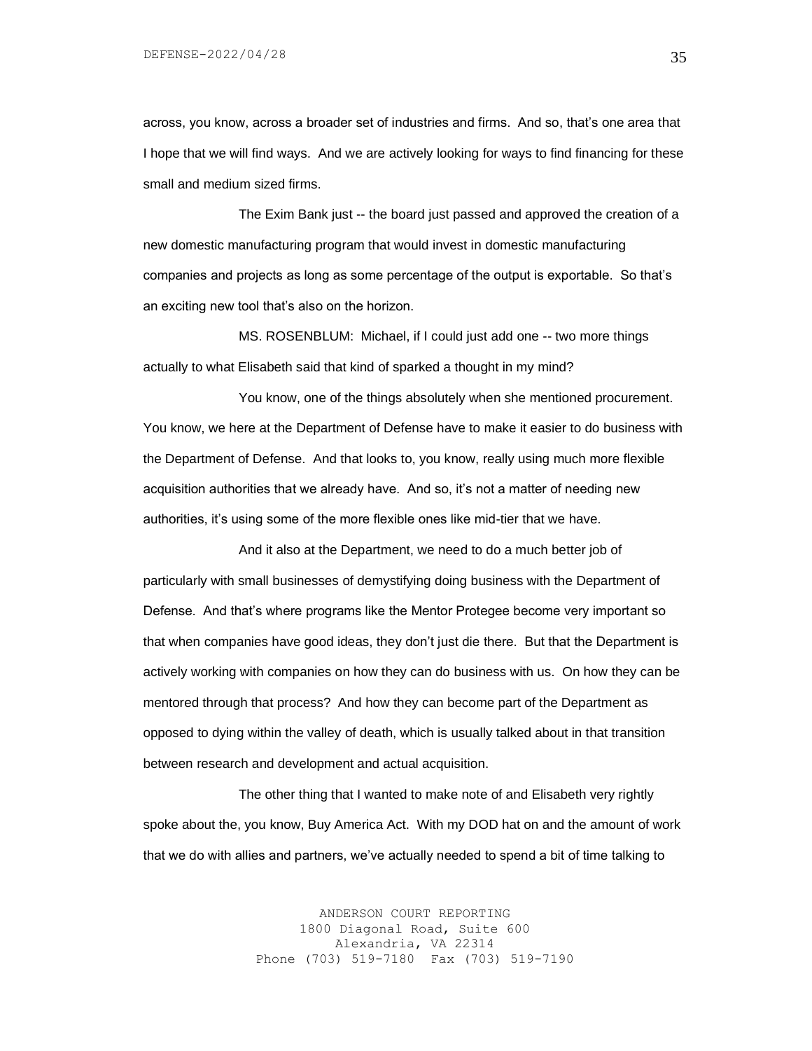across, you know, across a broader set of industries and firms. And so, that's one area that I hope that we will find ways. And we are actively looking for ways to find financing for these small and medium sized firms.

The Exim Bank just -- the board just passed and approved the creation of a new domestic manufacturing program that would invest in domestic manufacturing companies and projects as long as some percentage of the output is exportable. So that's an exciting new tool that's also on the horizon.

MS. ROSENBLUM: Michael, if I could just add one -- two more things actually to what Elisabeth said that kind of sparked a thought in my mind?

You know, one of the things absolutely when she mentioned procurement. You know, we here at the Department of Defense have to make it easier to do business with the Department of Defense. And that looks to, you know, really using much more flexible acquisition authorities that we already have. And so, it's not a matter of needing new authorities, it's using some of the more flexible ones like mid-tier that we have.

And it also at the Department, we need to do a much better job of particularly with small businesses of demystifying doing business with the Department of Defense. And that's where programs like the Mentor Protegee become very important so that when companies have good ideas, they don't just die there. But that the Department is actively working with companies on how they can do business with us. On how they can be mentored through that process? And how they can become part of the Department as opposed to dying within the valley of death, which is usually talked about in that transition between research and development and actual acquisition.

The other thing that I wanted to make note of and Elisabeth very rightly spoke about the, you know, Buy America Act. With my DOD hat on and the amount of work that we do with allies and partners, we've actually needed to spend a bit of time talking to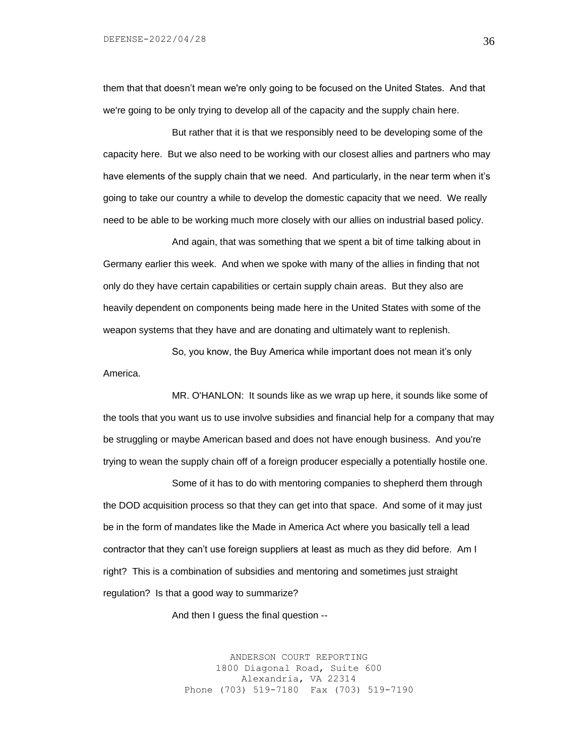them that that doesn't mean we're only going to be focused on the United States. And that we're going to be only trying to develop all of the capacity and the supply chain here.

But rather that it is that we responsibly need to be developing some of the capacity here. But we also need to be working with our closest allies and partners who may have elements of the supply chain that we need. And particularly, in the near term when it's going to take our country a while to develop the domestic capacity that we need. We really need to be able to be working much more closely with our allies on industrial based policy.

And again, that was something that we spent a bit of time talking about in Germany earlier this week. And when we spoke with many of the allies in finding that not only do they have certain capabilities or certain supply chain areas. But they also are heavily dependent on components being made here in the United States with some of the weapon systems that they have and are donating and ultimately want to replenish.

So, you know, the Buy America while important does not mean it's only America.

MR. O'HANLON: It sounds like as we wrap up here, it sounds like some of the tools that you want us to use involve subsidies and financial help for a company that may be struggling or maybe American based and does not have enough business. And you're trying to wean the supply chain off of a foreign producer especially a potentially hostile one.

Some of it has to do with mentoring companies to shepherd them through the DOD acquisition process so that they can get into that space. And some of it may just be in the form of mandates like the Made in America Act where you basically tell a lead contractor that they can't use foreign suppliers at least as much as they did before. Am I right? This is a combination of subsidies and mentoring and sometimes just straight regulation? Is that a good way to summarize?

And then I guess the final question --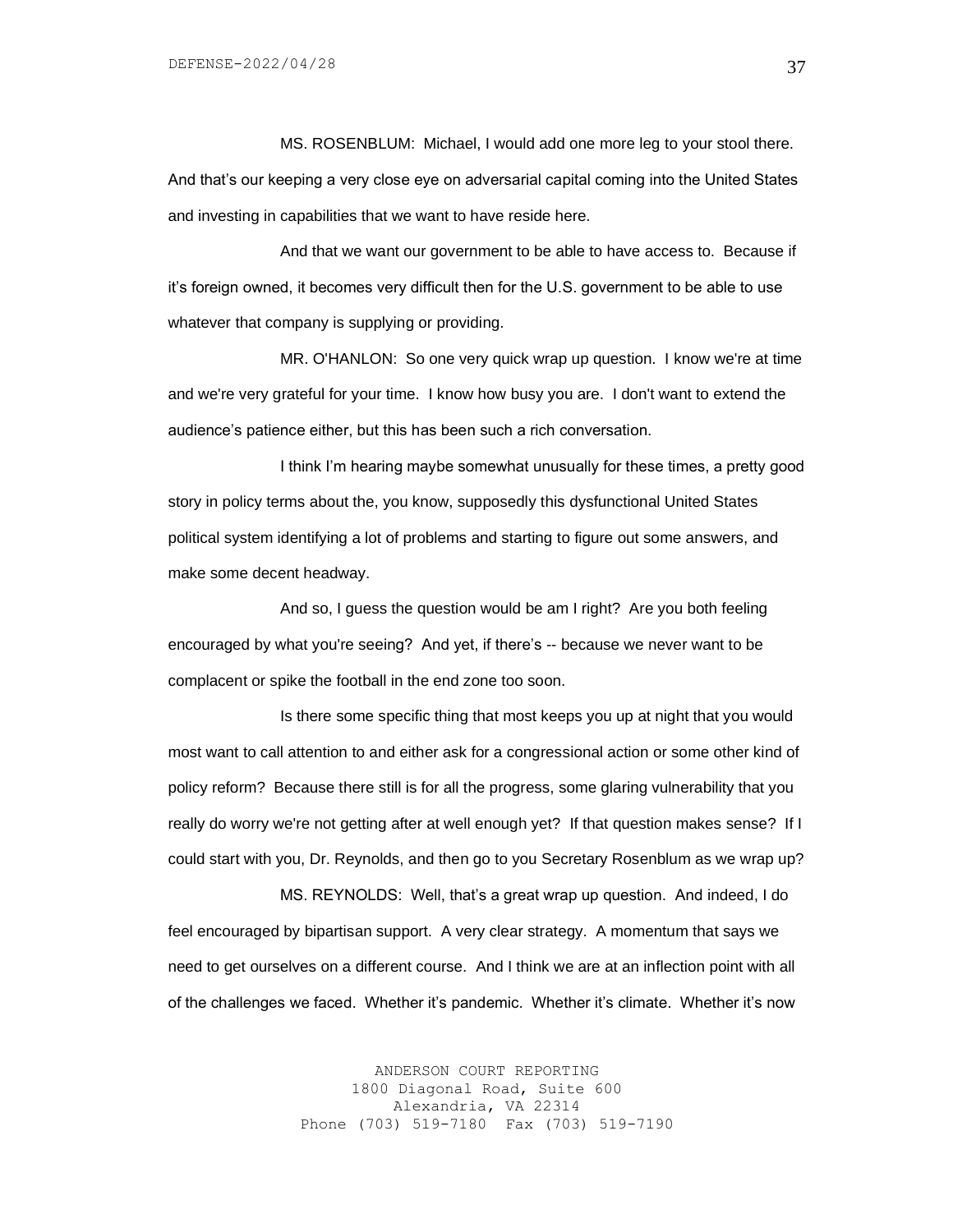MS. ROSENBLUM: Michael, I would add one more leg to your stool there. And that's our keeping a very close eye on adversarial capital coming into the United States and investing in capabilities that we want to have reside here.

And that we want our government to be able to have access to. Because if it's foreign owned, it becomes very difficult then for the U.S. government to be able to use whatever that company is supplying or providing.

MR. O'HANLON: So one very quick wrap up question. I know we're at time and we're very grateful for your time. I know how busy you are. I don't want to extend the audience's patience either, but this has been such a rich conversation.

I think I'm hearing maybe somewhat unusually for these times, a pretty good story in policy terms about the, you know, supposedly this dysfunctional United States political system identifying a lot of problems and starting to figure out some answers, and make some decent headway.

And so, I guess the question would be am I right? Are you both feeling encouraged by what you're seeing? And yet, if there's -- because we never want to be complacent or spike the football in the end zone too soon.

Is there some specific thing that most keeps you up at night that you would most want to call attention to and either ask for a congressional action or some other kind of policy reform? Because there still is for all the progress, some glaring vulnerability that you really do worry we're not getting after at well enough yet? If that question makes sense? If I could start with you, Dr. Reynolds, and then go to you Secretary Rosenblum as we wrap up?

MS. REYNOLDS: Well, that's a great wrap up question. And indeed, I do feel encouraged by bipartisan support. A very clear strategy. A momentum that says we need to get ourselves on a different course. And I think we are at an inflection point with all of the challenges we faced. Whether it's pandemic. Whether it's climate. Whether it's now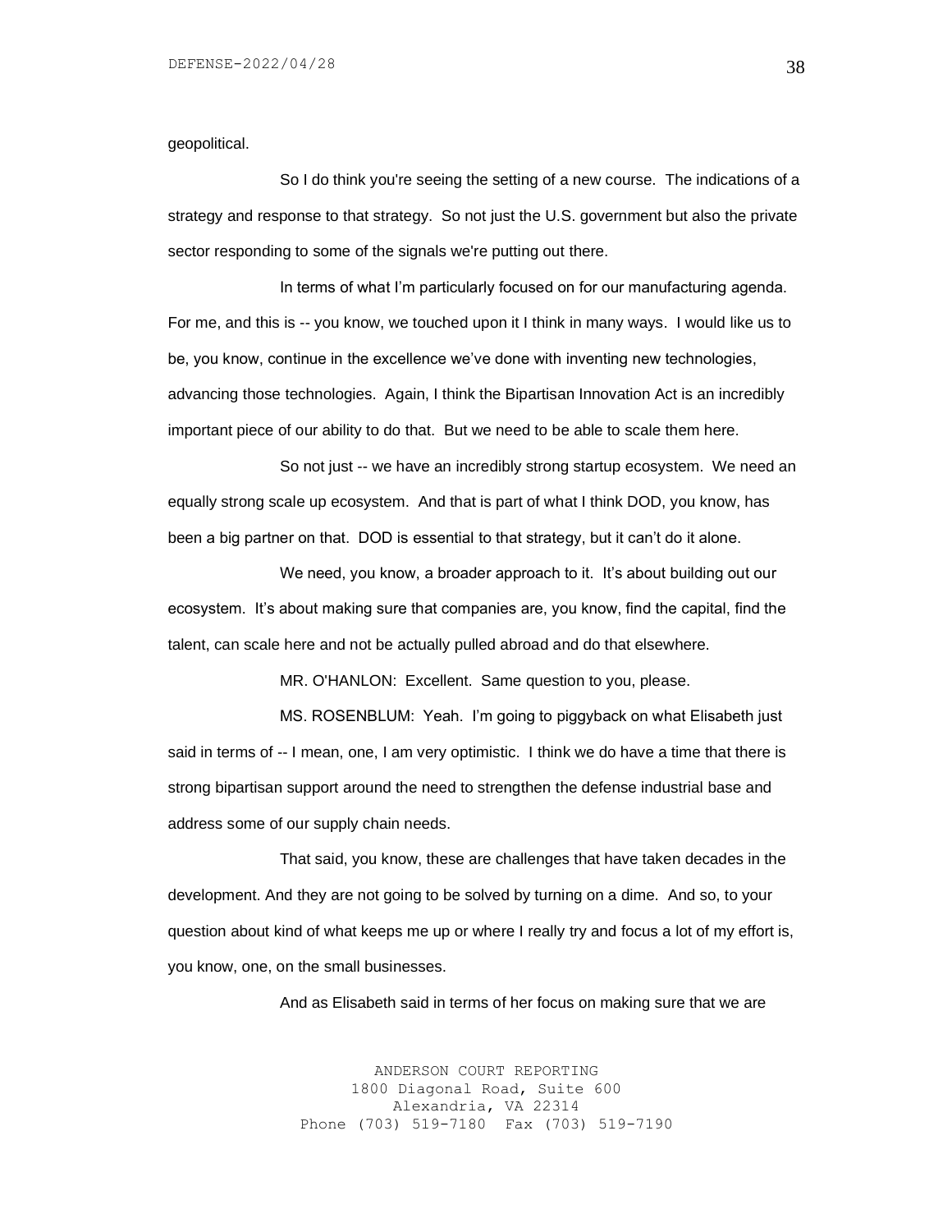geopolitical.

So I do think you're seeing the setting of a new course. The indications of a strategy and response to that strategy. So not just the U.S. government but also the private sector responding to some of the signals we're putting out there.

In terms of what I'm particularly focused on for our manufacturing agenda. For me, and this is -- you know, we touched upon it I think in many ways. I would like us to be, you know, continue in the excellence we've done with inventing new technologies, advancing those technologies. Again, I think the Bipartisan Innovation Act is an incredibly important piece of our ability to do that. But we need to be able to scale them here.

So not just -- we have an incredibly strong startup ecosystem. We need an equally strong scale up ecosystem. And that is part of what I think DOD, you know, has been a big partner on that. DOD is essential to that strategy, but it can't do it alone.

We need, you know, a broader approach to it. It's about building out our ecosystem. It's about making sure that companies are, you know, find the capital, find the talent, can scale here and not be actually pulled abroad and do that elsewhere.

MR. O'HANLON: Excellent. Same question to you, please.

MS. ROSENBLUM: Yeah. I'm going to piggyback on what Elisabeth just said in terms of -- I mean, one, I am very optimistic. I think we do have a time that there is strong bipartisan support around the need to strengthen the defense industrial base and address some of our supply chain needs.

That said, you know, these are challenges that have taken decades in the development. And they are not going to be solved by turning on a dime. And so, to your question about kind of what keeps me up or where I really try and focus a lot of my effort is, you know, one, on the small businesses.

And as Elisabeth said in terms of her focus on making sure that we are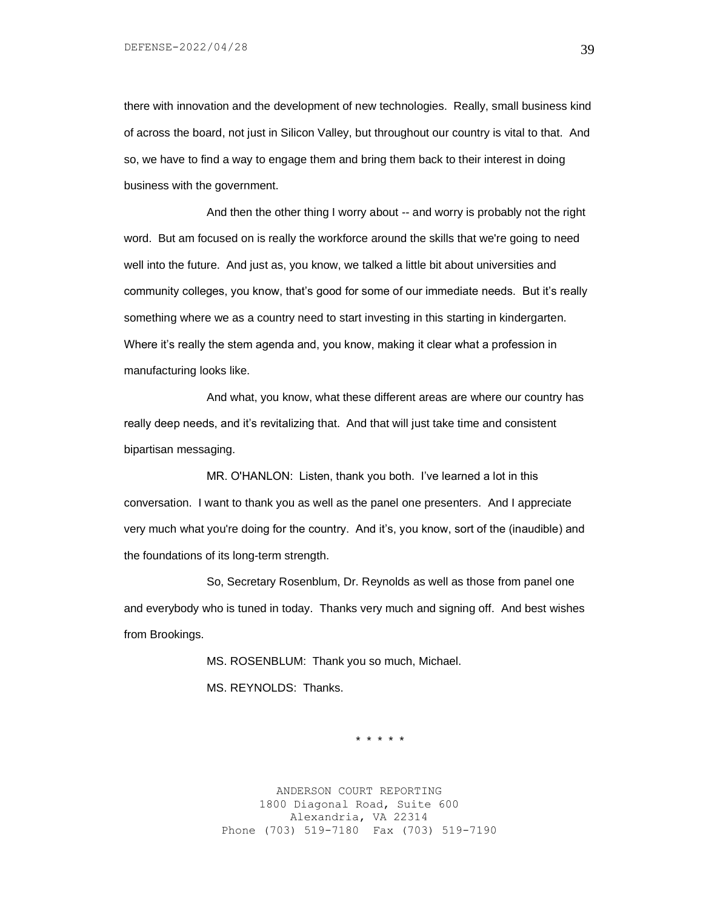there with innovation and the development of new technologies. Really, small business kind of across the board, not just in Silicon Valley, but throughout our country is vital to that. And so, we have to find a way to engage them and bring them back to their interest in doing business with the government.

And then the other thing I worry about -- and worry is probably not the right word. But am focused on is really the workforce around the skills that we're going to need well into the future. And just as, you know, we talked a little bit about universities and community colleges, you know, that's good for some of our immediate needs. But it's really something where we as a country need to start investing in this starting in kindergarten. Where it's really the stem agenda and, you know, making it clear what a profession in manufacturing looks like.

And what, you know, what these different areas are where our country has really deep needs, and it's revitalizing that. And that will just take time and consistent bipartisan messaging.

MR. O'HANLON: Listen, thank you both. I've learned a lot in this conversation. I want to thank you as well as the panel one presenters. And I appreciate very much what you're doing for the country. And it's, you know, sort of the (inaudible) and the foundations of its long-term strength.

So, Secretary Rosenblum, Dr. Reynolds as well as those from panel one and everybody who is tuned in today. Thanks very much and signing off. And best wishes from Brookings.

MS. ROSENBLUM: Thank you so much, Michael.

MS. REYNOLDS: Thanks.

\* \* \* \* \*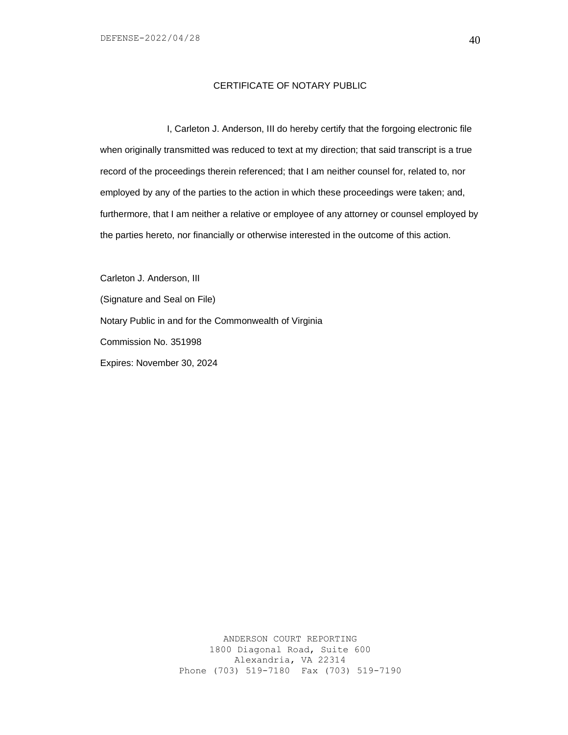## CERTIFICATE OF NOTARY PUBLIC

I, Carleton J. Anderson, III do hereby certify that the forgoing electronic file when originally transmitted was reduced to text at my direction; that said transcript is a true record of the proceedings therein referenced; that I am neither counsel for, related to, nor employed by any of the parties to the action in which these proceedings were taken; and, furthermore, that I am neither a relative or employee of any attorney or counsel employed by the parties hereto, nor financially or otherwise interested in the outcome of this action.

Carleton J. Anderson, III

(Signature and Seal on File)

Notary Public in and for the Commonwealth of Virginia

Commission No. 351998

Expires: November 30, 2024